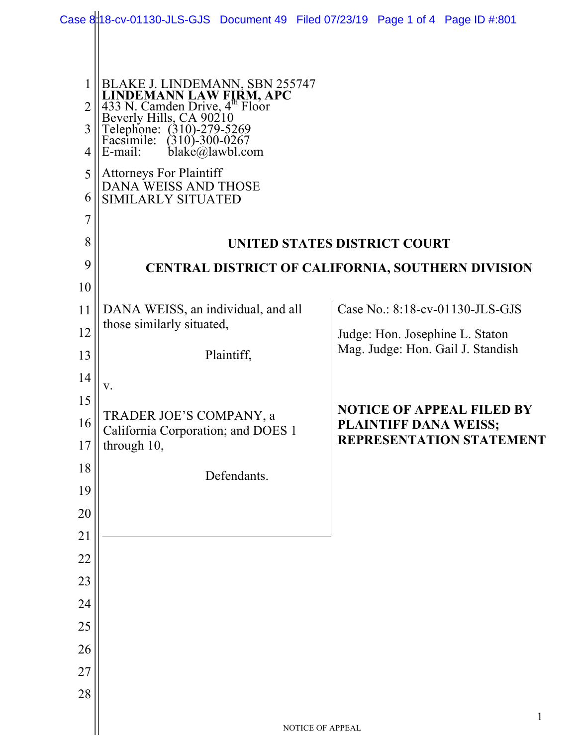BLAKE J. LINDEMANN, SBN 255747
**LINDEMANN LAW FIRM, APC**
433 N. Camden Drive, 4th Floor
Beverly Hills, CA 90210
Telephone: (310)-279-5269
Facsimile: (310)-300-0267
E-mail: blake@lawbl.com

Attorneys For Plaintiff
DANA WEISS AND THOSE
SIMILARLY SITUATED

**UNITED STATES DISTRICT COURT**

**CENTRAL DISTRICT OF CALIFORNIA, SOUTHERN DIVISION**

DANA WEISS, an individual, and all those similarly situated,

Plaintiff,

v.

TRADER JOE'S COMPANY, a California Corporation; and DOES 1 through 10,

Defendants.

Case No.: 8:18-cv-01130-JLS-GJS

Judge: Hon. Josephine L. Staton
Mag. Judge: Hon. Gail J. Standish

**NOTICE OF APPEAL FILED BY PLAINTIFF DANA WEISS; REPRESENTATION STATEMENT**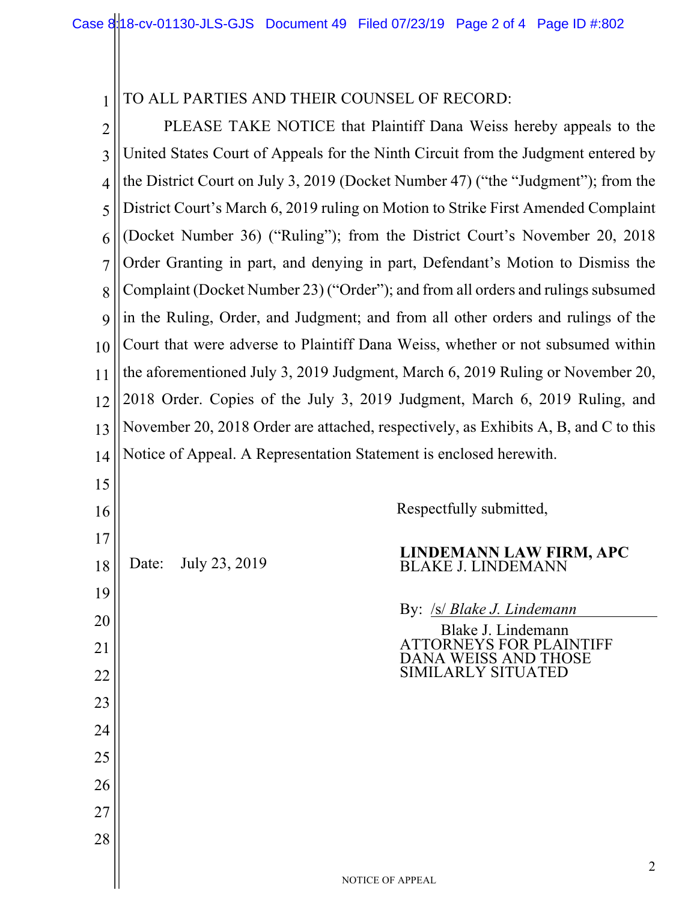TO ALL PARTIES AND THEIR COUNSEL OF RECORD:

PLEASE TAKE NOTICE that Plaintiff Dana Weiss hereby appeals to the United States Court of Appeals for the Ninth Circuit from the Judgment entered by the District Court on July 3, 2019 (Docket Number 47) ("the "Judgment"); from the District Court's March 6, 2019 ruling on Motion to Strike First Amended Complaint (Docket Number 36) ("Ruling"); from the District Court's November 20, 2018 Order Granting in part, and denying in part, Defendant's Motion to Dismiss the Complaint (Docket Number 23) ("Order"); and from all orders and rulings subsumed in the Ruling, Order, and Judgment; and from all other orders and rulings of the Court that were adverse to Plaintiff Dana Weiss, whether or not subsumed within the aforementioned July 3, 2019 Judgment, March 6, 2019 Ruling or November 20, 2018 Order. Copies of the July 3, 2019 Judgment, March 6, 2019 Ruling, and November 20, 2018 Order are attached, respectively, as Exhibits A, B, and C to this Notice of Appeal. A Representation Statement is enclosed herewith.

Respectfully submitted,

Date: July 23, 2019

**LINDEMANN LAW FIRM, APC**
BLAKE J. LINDEMANN

By: /s/ *Blake J. Lindemann*
Blake J. Lindemann
ATTORNEYS FOR PLAINTIFF
DANA WEISS AND THOSE
SIMILARLY SITUATED

NOTICE OF APPEAL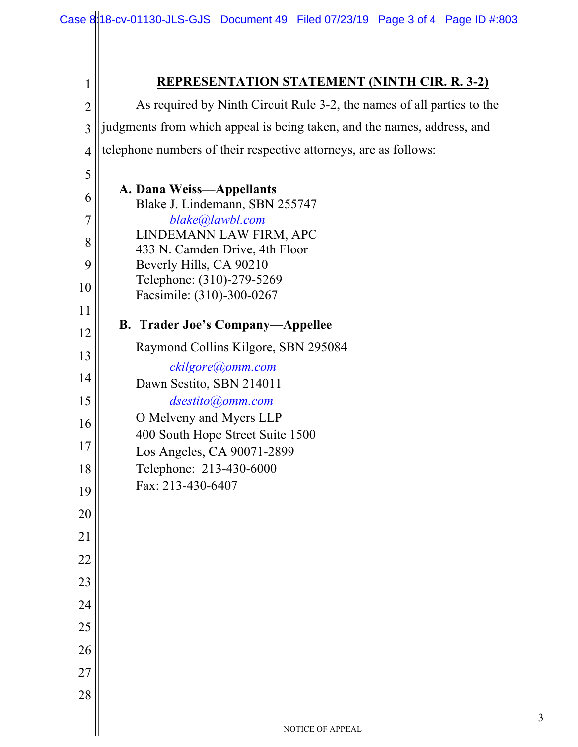## REPRESENTATION STATEMENT (NINTH CIR. R. 3-2)

As required by Ninth Circuit Rule 3-2, the names of all parties to the judgments from which appeal is being taken, and the names, address, and telephone numbers of their respective attorneys, are as follows:

**A. Dana Weiss—Appellants**

Blake J. Lindemann, SBN 255747
*blake@lawbl.com*
LINDEMANN LAW FIRM, APC
433 N. Camden Drive, 4th Floor
Beverly Hills, CA 90210
Telephone: (310)-279-5269
Facsimile: (310)-300-0267

**B. Trader Joe's Company—Appellee**

Raymond Collins Kilgore, SBN 295084
*ckilgore@omm.com*
Dawn Sestito, SBN 214011
*dsestito@omm.com*
O Melveny and Myers LLP
400 South Hope Street Suite 1500
Los Angeles, CA 90071-2899
Telephone: 213-430-6000
Fax: 213-430-6407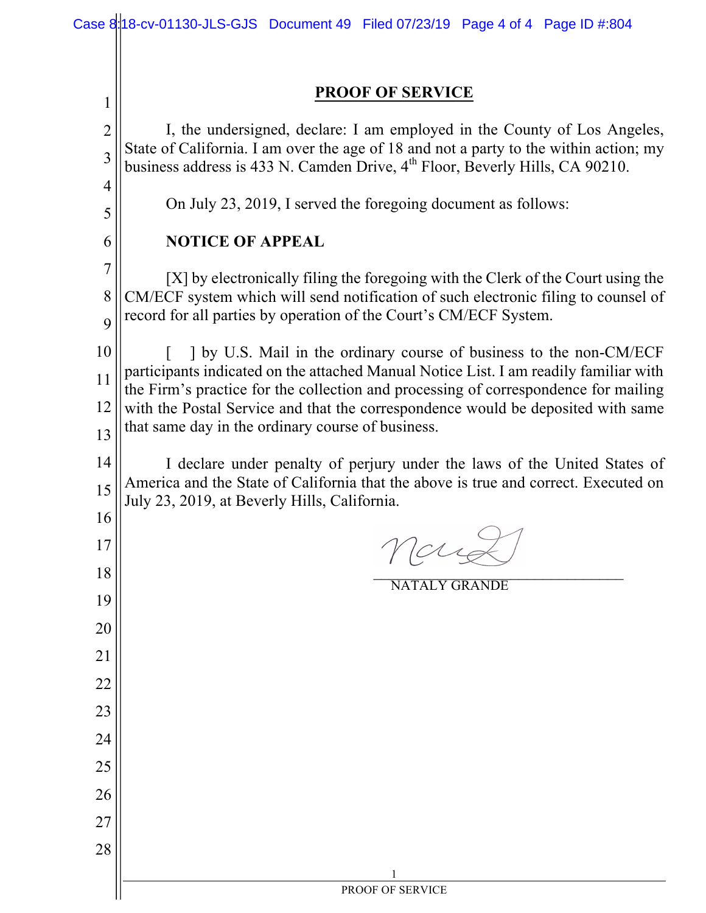# PROOF OF SERVICE

I, the undersigned, declare: I am employed in the County of Los Angeles, State of California. I am over the age of 18 and not a party to the within action; my business address is 433 N. Camden Drive, 4th Floor, Beverly Hills, CA 90210.

On July 23, 2019, I served the foregoing document as follows:

**NOTICE OF APPEAL**

[X] by electronically filing the foregoing with the Clerk of the Court using the CM/ECF system which will send notification of such electronic filing to counsel of record for all parties by operation of the Court's CM/ECF System.

[ ] by U.S. Mail in the ordinary course of business to the non-CM/ECF participants indicated on the attached Manual Notice List. I am readily familiar with the Firm's practice for the collection and processing of correspondence for mailing with the Postal Service and that the correspondence would be deposited with same that same day in the ordinary course of business.

I declare under penalty of perjury under the laws of the United States of America and the State of California that the above is true and correct. Executed on July 23, 2019, at Beverly Hills, California.

\_\_\_\_\_\_\_\_\_\_\_\_\_\_\_\_\_\_\_\_\_\_\_\_\_\_\_\_\_\_\_\_
NATALY GRANDE

PROOF OF SERVICE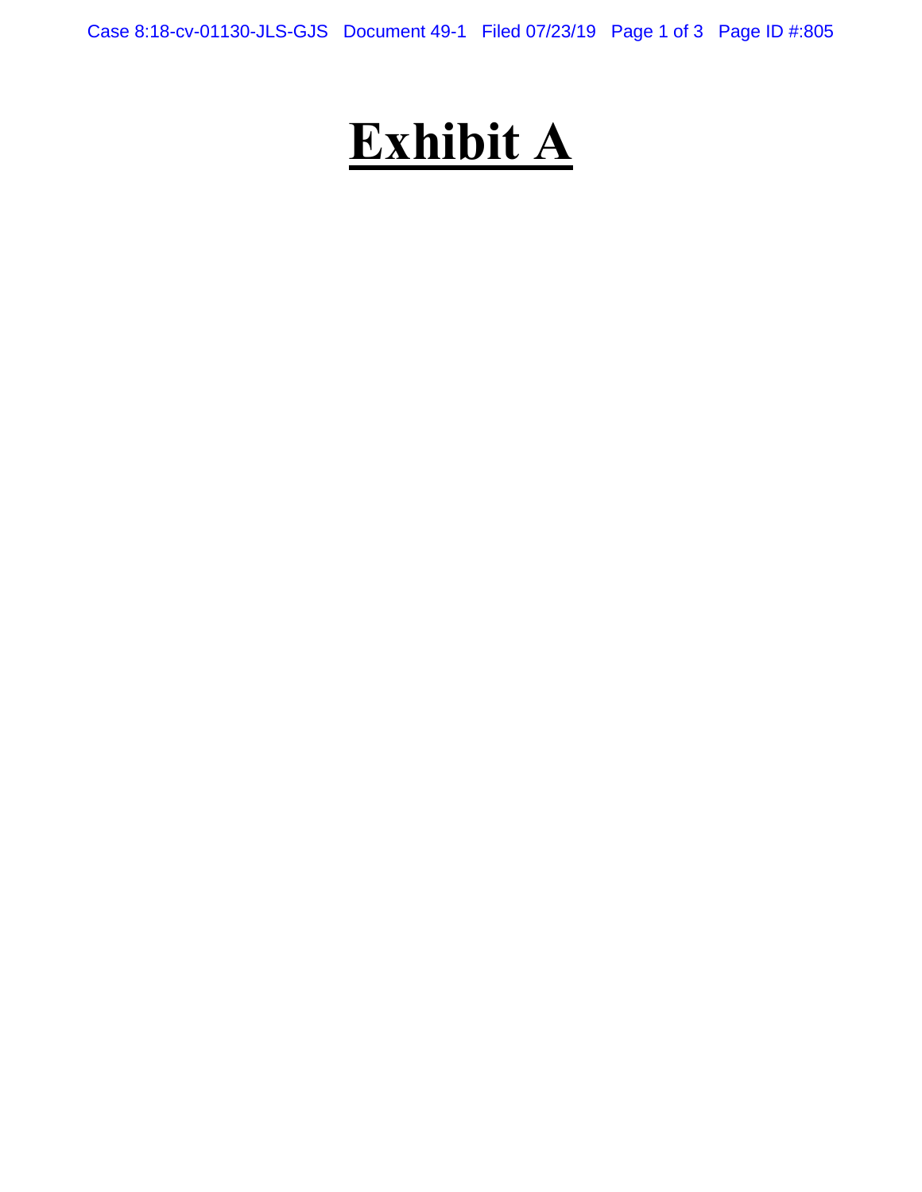# Exhibit A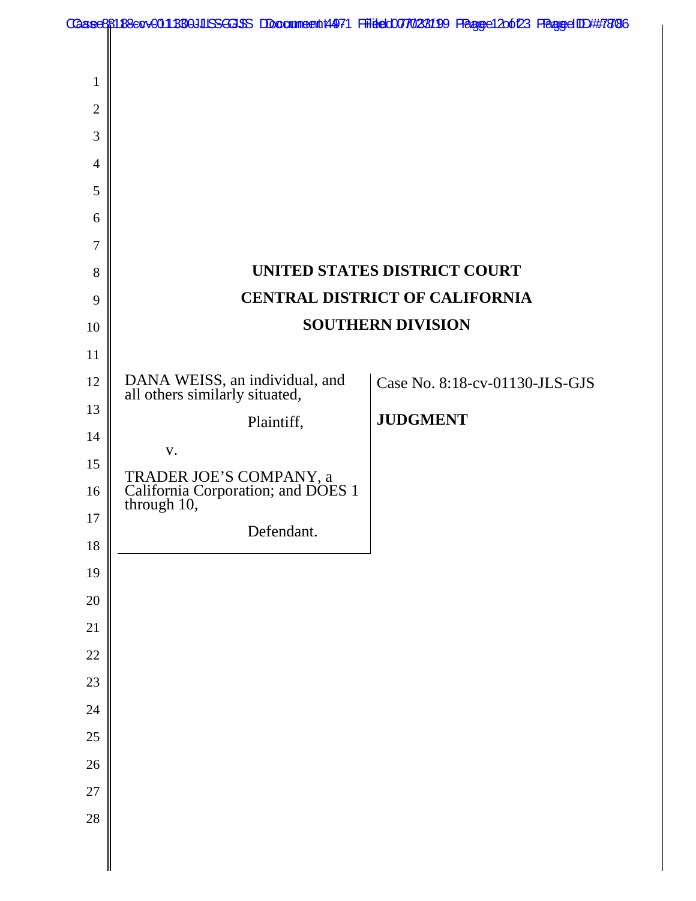**UNITED STATES DISTRICT COURT**

**CENTRAL DISTRICT OF CALIFORNIA**

**SOUTHERN DIVISION**

| | |
|---|---|
| DANA WEISS, an individual, and all others similarly situated,<br><br>Plaintiff,<br><br>v.<br><br>TRADER JOE'S COMPANY, a California Corporation; and DOES 1 through 10,<br><br>Defendant. | Case No. 8:18-cv-01130-JLS-GJS<br><br>**JUDGMENT** |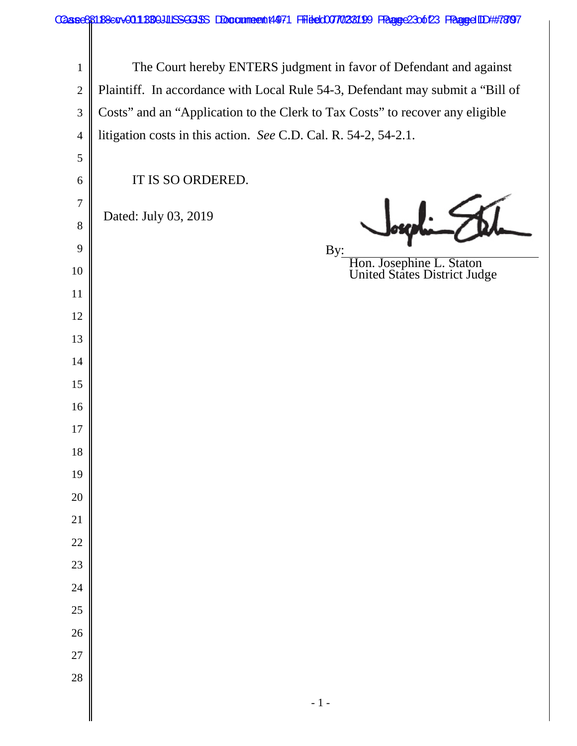The Court hereby ENTERS judgment in favor of Defendant and against Plaintiff. In accordance with Local Rule 54-3, Defendant may submit a "Bill of Costs" and an "Application to the Clerk to Tax Costs" to recover any eligible litigation costs in this action. *See* C.D. Cal. R. 54-2, 54-2.1.

IT IS SO ORDERED.

Dated: July 03, 2019

By: ______________________

Hon. Josephine L. Staton
United States District Judge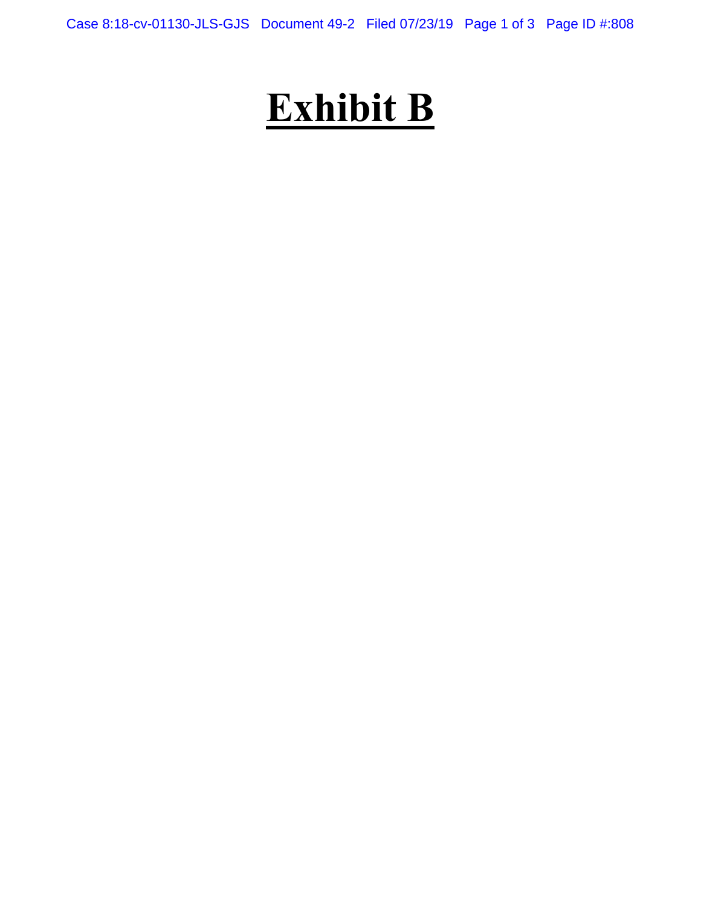# Exhibit B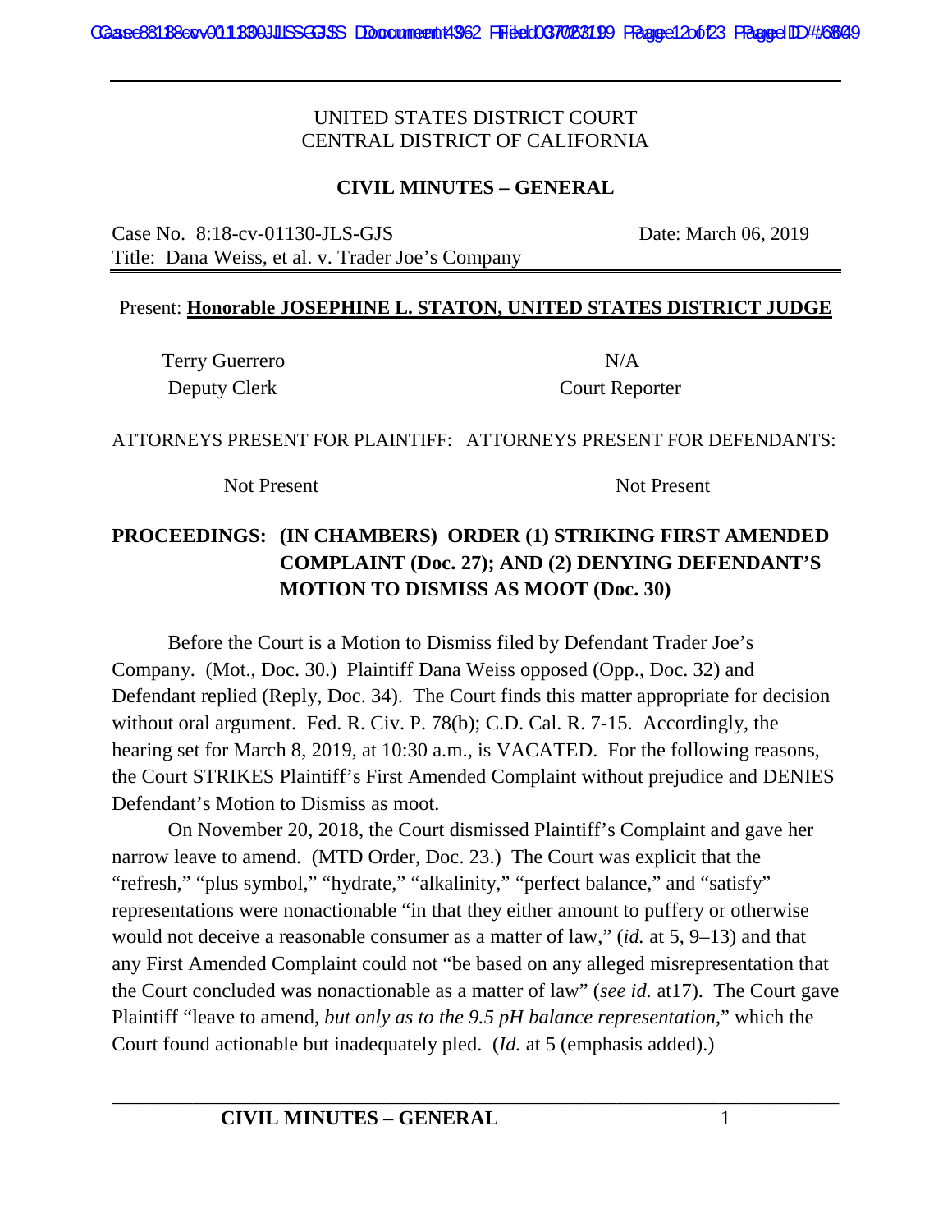UNITED STATES DISTRICT COURT
CENTRAL DISTRICT OF CALIFORNIA

**CIVIL MINUTES – GENERAL**

Case No. 8:18-cv-01130-JLS-GJS  Date: March 06, 2019
Title: Dana Weiss, et al. v. Trader Joe's Company

Present: **Honorable JOSEPHINE L. STATON, UNITED STATES DISTRICT JUDGE**

| Terry Guerrero | N/A |
|---|---|
| Deputy Clerk | Court Reporter |

ATTORNEYS PRESENT FOR PLAINTIFF: Not Present

ATTORNEYS PRESENT FOR DEFENDANTS: Not Present

**PROCEEDINGS: (IN CHAMBERS) ORDER (1) STRIKING FIRST AMENDED COMPLAINT (Doc. 27); AND (2) DENYING DEFENDANT'S MOTION TO DISMISS AS MOOT (Doc. 30)**

Before the Court is a Motion to Dismiss filed by Defendant Trader Joe's Company. (Mot., Doc. 30.) Plaintiff Dana Weiss opposed (Opp., Doc. 32) and Defendant replied (Reply, Doc. 34). The Court finds this matter appropriate for decision without oral argument. Fed. R. Civ. P. 78(b); C.D. Cal. R. 7-15. Accordingly, the hearing set for March 8, 2019, at 10:30 a.m., is VACATED. For the following reasons, the Court STRIKES Plaintiff's First Amended Complaint without prejudice and DENIES Defendant's Motion to Dismiss as moot.

On November 20, 2018, the Court dismissed Plaintiff's Complaint and gave her narrow leave to amend. (MTD Order, Doc. 23.) The Court was explicit that the "refresh," "plus symbol," "hydrate," "alkalinity," "perfect balance," and "satisfy" representations were nonactionable "in that they either amount to puffery or otherwise would not deceive a reasonable consumer as a matter of law," (*id.* at 5, 9–13) and that any First Amended Complaint could not "be based on any alleged misrepresentation that the Court concluded was nonactionable as a matter of law" (*see id.* at17). The Court gave Plaintiff "leave to amend, *but only as to the 9.5 pH balance representation*," which the Court found actionable but inadequately pled. (*Id.* at 5 (emphasis added).)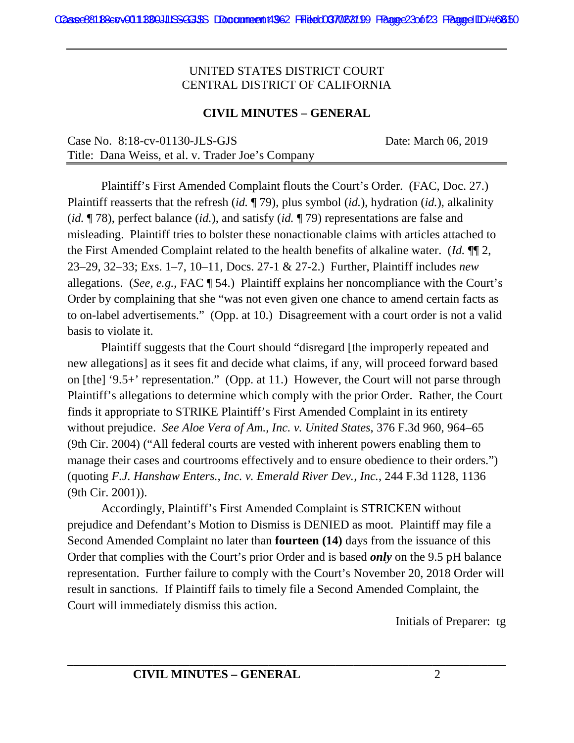UNITED STATES DISTRICT COURT
CENTRAL DISTRICT OF CALIFORNIA

**CIVIL MINUTES – GENERAL**

Case No. 8:18-cv-01130-JLS-GJS Date: March 06, 2019
Title: Dana Weiss, et al. v. Trader Joe's Company

Plaintiff's First Amended Complaint flouts the Court's Order. (FAC, Doc. 27.) Plaintiff reasserts that the refresh (*id.* ¶ 79), plus symbol (*id.*), hydration (*id.*), alkalinity (*id.* ¶ 78), perfect balance (*id.*), and satisfy (*id.* ¶ 79) representations are false and misleading. Plaintiff tries to bolster these nonactionable claims with articles attached to the First Amended Complaint related to the health benefits of alkaline water. (*Id.* ¶¶ 2, 23–29, 32–33; Exs. 1–7, 10–11, Docs. 27-1 & 27-2.) Further, Plaintiff includes *new* allegations. (*See, e.g.*, FAC ¶ 54.) Plaintiff explains her noncompliance with the Court's Order by complaining that she "was not even given one chance to amend certain facts as to on-label advertisements." (Opp. at 10.) Disagreement with a court order is not a valid basis to violate it.

Plaintiff suggests that the Court should "disregard [the improperly repeated and new allegations] as it sees fit and decide what claims, if any, will proceed forward based on [the] '9.5+' representation." (Opp. at 11.) However, the Court will not parse through Plaintiff's allegations to determine which comply with the prior Order. Rather, the Court finds it appropriate to STRIKE Plaintiff's First Amended Complaint in its entirety without prejudice. *See Aloe Vera of Am., Inc. v. United States*, 376 F.3d 960, 964–65 (9th Cir. 2004) ("All federal courts are vested with inherent powers enabling them to manage their cases and courtrooms effectively and to ensure obedience to their orders.") (quoting *F.J. Hanshaw Enters., Inc. v. Emerald River Dev., Inc.*, 244 F.3d 1128, 1136 (9th Cir. 2001)).

Accordingly, Plaintiff's First Amended Complaint is STRICKEN without prejudice and Defendant's Motion to Dismiss is DENIED as moot. Plaintiff may file a Second Amended Complaint no later than **fourteen (14)** days from the issuance of this Order that complies with the Court's prior Order and is based ***only*** on the 9.5 pH balance representation. Further failure to comply with the Court's November 20, 2018 Order will result in sanctions. If Plaintiff fails to timely file a Second Amended Complaint, the Court will immediately dismiss this action.

Initials of Preparer: tg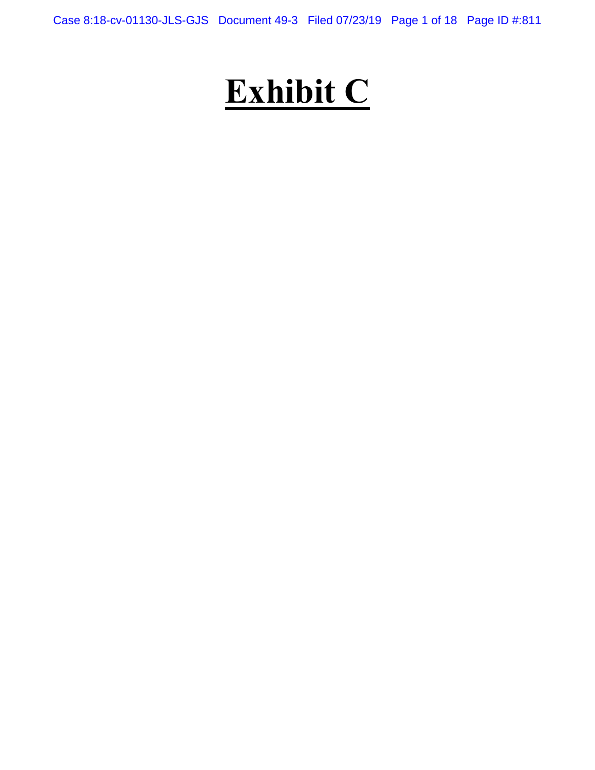# Exhibit C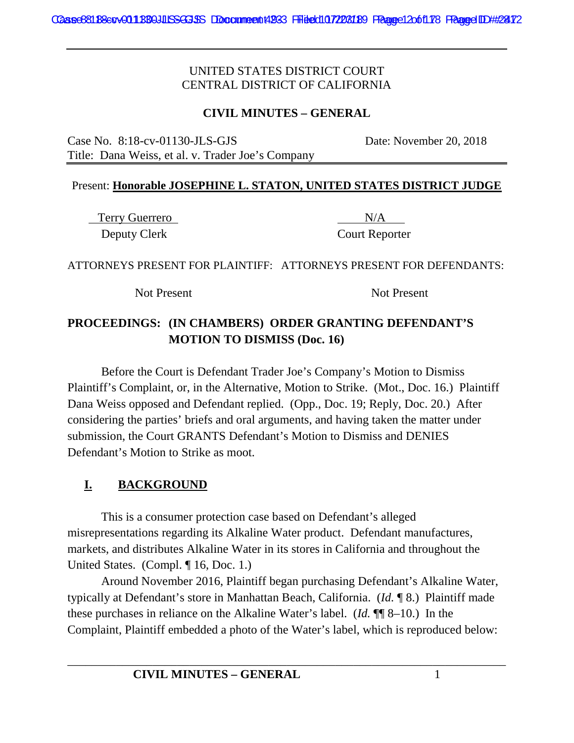UNITED STATES DISTRICT COURT
CENTRAL DISTRICT OF CALIFORNIA

**CIVIL MINUTES – GENERAL**

Case No. 8:18-cv-01130-JLS-GJS Date: November 20, 2018
Title: Dana Weiss, et al. v. Trader Joe's Company

Present: **Honorable JOSEPHINE L. STATON, UNITED STATES DISTRICT JUDGE**

Terry Guerrero — Deputy Clerk
N/A — Court Reporter

ATTORNEYS PRESENT FOR PLAINTIFF: Not Present
ATTORNEYS PRESENT FOR DEFENDANTS: Not Present

**PROCEEDINGS: (IN CHAMBERS) ORDER GRANTING DEFENDANT'S MOTION TO DISMISS (Doc. 16)**

Before the Court is Defendant Trader Joe's Company's Motion to Dismiss Plaintiff's Complaint, or, in the Alternative, Motion to Strike. (Mot., Doc. 16.) Plaintiff Dana Weiss opposed and Defendant replied. (Opp., Doc. 19; Reply, Doc. 20.) After considering the parties' briefs and oral arguments, and having taken the matter under submission, the Court GRANTS Defendant's Motion to Dismiss and DENIES Defendant's Motion to Strike as moot.

## I. BACKGROUND

This is a consumer protection case based on Defendant's alleged misrepresentations regarding its Alkaline Water product. Defendant manufactures, markets, and distributes Alkaline Water in its stores in California and throughout the United States. (Compl. ¶ 16, Doc. 1.)

Around November 2016, Plaintiff began purchasing Defendant's Alkaline Water, typically at Defendant's store in Manhattan Beach, California. (*Id.* ¶ 8.) Plaintiff made these purchases in reliance on the Alkaline Water's label. (*Id.* ¶¶ 8–10.) In the Complaint, Plaintiff embedded a photo of the Water's label, which is reproduced below: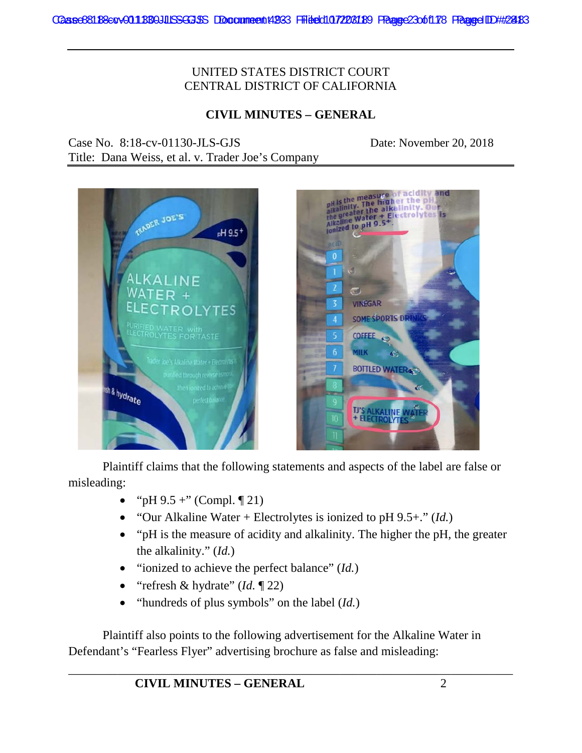UNITED STATES DISTRICT COURT
CENTRAL DISTRICT OF CALIFORNIA

**CIVIL MINUTES – GENERAL**

Case No. 8:18-cv-01130-JLS-GJS Date: November 20, 2018
Title: Dana Weiss, et al. v. Trader Joe's Company

Plaintiff claims that the following statements and aspects of the label are false or misleading:

- "pH 9.5 +" (Compl. ¶ 21)
- "Our Alkaline Water + Electrolytes is ionized to pH 9.5+." (*Id.*)
- "pH is the measure of acidity and alkalinity. The higher the pH, the greater the alkalinity." (*Id.*)
- "ionized to achieve the perfect balance" (*Id.*)
- "refresh & hydrate" (*Id.* ¶ 22)
- "hundreds of plus symbols" on the label (*Id.*)

Plaintiff also points to the following advertisement for the Alkaline Water in Defendant's "Fearless Flyer" advertising brochure as false and misleading: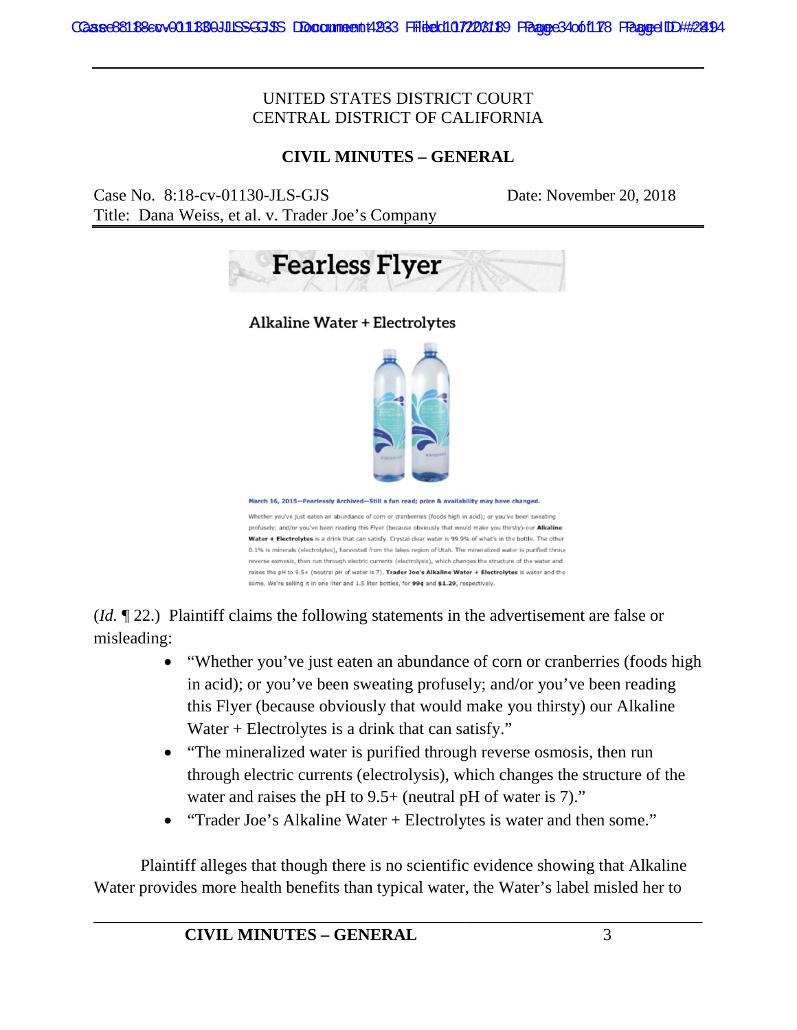UNITED STATES DISTRICT COURT
CENTRAL DISTRICT OF CALIFORNIA

**CIVIL MINUTES – GENERAL**

Case No. 8:18-cv-01130-JLS-GJS Date: November 20, 2018
Title: Dana Weiss, et al. v. Trader Joe's Company

**Fearless Flyer**

Alkaline Water + Electrolytes

March 16, 2015—Fearlessly Archived—Still a fun read; price & availability may have changed.

Whether you've just eaten an abundance of corn or cranberries (foods high in acid); or you've been sweating profusely; and/or you've been reading this Flyer (because obviously that would make you thirsty)-our **Alkaline Water + Electrolytes** is a drink that can satisfy. Crystal clear water is 99.9% of what's in the bottle. The other 0.1% is minerals (electrolytes), harvested from the lakes region of Utah. The mineralized water is purified throu reverse osmosis, then run through electric currents (electrolysis), which changes the structure of the water and raises the pH to 9.5+ (neutral pH of water is 7). **Trader Joe's Alkaline Water + Electrolytes** is water and the some. We're selling it in one liter and 1.5 liter bottles, for **99¢** and **$1.29**, respectively.

(*Id.* ¶ 22.) Plaintiff claims the following statements in the advertisement are false or misleading:

- "Whether you've just eaten an abundance of corn or cranberries (foods high in acid); or you've been sweating profusely; and/or you've been reading this Flyer (because obviously that would make you thirsty) our Alkaline Water + Electrolytes is a drink that can satisfy."
- "The mineralized water is purified through reverse osmosis, then run through electric currents (electrolysis), which changes the structure of the water and raises the pH to 9.5+ (neutral pH of water is 7)."
- "Trader Joe's Alkaline Water + Electrolytes is water and then some."

Plaintiff alleges that though there is no scientific evidence showing that Alkaline Water provides more health benefits than typical water, the Water's label misled her to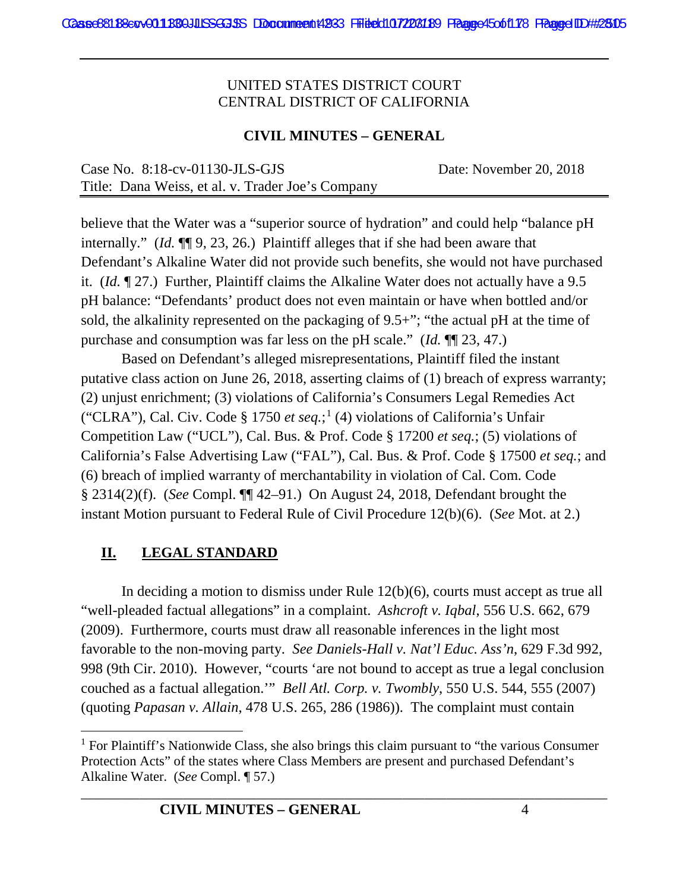UNITED STATES DISTRICT COURT
CENTRAL DISTRICT OF CALIFORNIA

**CIVIL MINUTES – GENERAL**

Case No. 8:18-cv-01130-JLS-GJS Date: November 20, 2018
Title: Dana Weiss, et al. v. Trader Joe's Company

believe that the Water was a "superior source of hydration" and could help "balance pH internally." (*Id.* ¶¶ 9, 23, 26.) Plaintiff alleges that if she had been aware that Defendant's Alkaline Water did not provide such benefits, she would not have purchased it. (*Id.* ¶ 27.) Further, Plaintiff claims the Alkaline Water does not actually have a 9.5 pH balance: "Defendants' product does not even maintain or have when bottled and/or sold, the alkalinity represented on the packaging of 9.5+"; "the actual pH at the time of purchase and consumption was far less on the pH scale." (*Id.* ¶¶ 23, 47.)

Based on Defendant's alleged misrepresentations, Plaintiff filed the instant putative class action on June 26, 2018, asserting claims of (1) breach of express warranty; (2) unjust enrichment; (3) violations of California's Consumers Legal Remedies Act ("CLRA"), Cal. Civ. Code § 1750 *et seq.*;[1] (4) violations of California's Unfair Competition Law ("UCL"), Cal. Bus. & Prof. Code § 17200 *et seq.*; (5) violations of California's False Advertising Law ("FAL"), Cal. Bus. & Prof. Code § 17500 *et seq.*; and (6) breach of implied warranty of merchantability in violation of Cal. Com. Code § 2314(2)(f). (*See* Compl. ¶¶ 42–91.) On August 24, 2018, Defendant brought the instant Motion pursuant to Federal Rule of Civil Procedure 12(b)(6). (*See* Mot. at 2.)

## II. LEGAL STANDARD

In deciding a motion to dismiss under Rule 12(b)(6), courts must accept as true all "well-pleaded factual allegations" in a complaint. *Ashcroft v. Iqbal*, 556 U.S. 662, 679 (2009). Furthermore, courts must draw all reasonable inferences in the light most favorable to the non-moving party. *See Daniels-Hall v. Nat'l Educ. Ass'n*, 629 F.3d 992, 998 (9th Cir. 2010). However, "courts 'are not bound to accept as true a legal conclusion couched as a factual allegation.'" *Bell Atl. Corp. v. Twombly*, 550 U.S. 544, 555 (2007) (quoting *Papasan v. Allain*, 478 U.S. 265, 286 (1986)). The complaint must contain

[1] For Plaintiff's Nationwide Class, she also brings this claim pursuant to "the various Consumer Protection Acts" of the states where Class Members are present and purchased Defendant's Alkaline Water. (*See* Compl. ¶ 57.)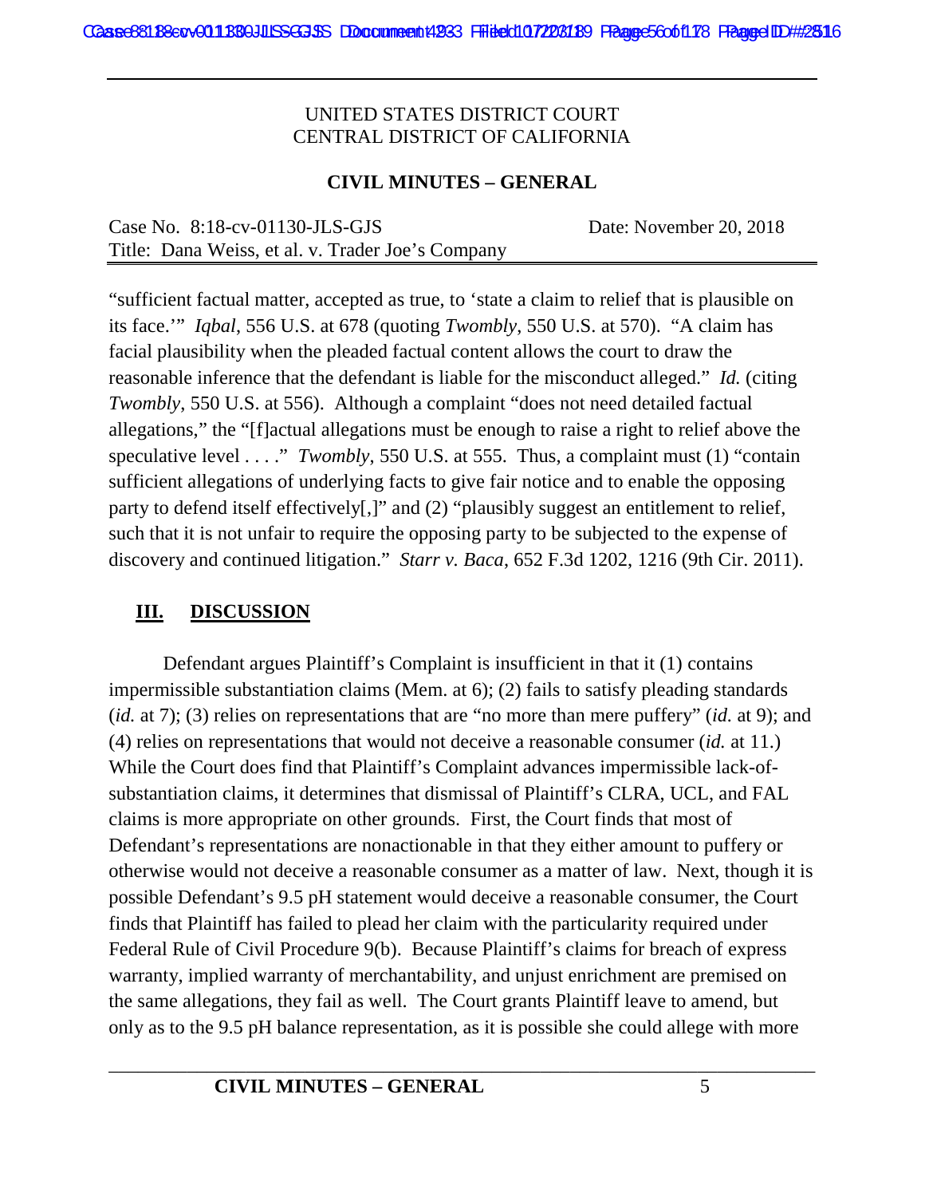"sufficient factual matter, accepted as true, to 'state a claim to relief that is plausible on its face.'" *Iqbal*, 556 U.S. at 678 (quoting *Twombly*, 550 U.S. at 570). "A claim has facial plausibility when the pleaded factual content allows the court to draw the reasonable inference that the defendant is liable for the misconduct alleged." *Id.* (citing *Twombly*, 550 U.S. at 556). Although a complaint "does not need detailed factual allegations," the "[f]actual allegations must be enough to raise a right to relief above the speculative level . . . ." *Twombly*, 550 U.S. at 555. Thus, a complaint must (1) "contain sufficient allegations of underlying facts to give fair notice and to enable the opposing party to defend itself effectively[,]" and (2) "plausibly suggest an entitlement to relief, such that it is not unfair to require the opposing party to be subjected to the expense of discovery and continued litigation." *Starr v. Baca*, 652 F.3d 1202, 1216 (9th Cir. 2011).

## III. DISCUSSION

Defendant argues Plaintiff's Complaint is insufficient in that it (1) contains impermissible substantiation claims (Mem. at 6); (2) fails to satisfy pleading standards (*id.* at 7); (3) relies on representations that are "no more than mere puffery" (*id.* at 9); and (4) relies on representations that would not deceive a reasonable consumer (*id.* at 11.) While the Court does find that Plaintiff's Complaint advances impermissible lack-of-substantiation claims, it determines that dismissal of Plaintiff's CLRA, UCL, and FAL claims is more appropriate on other grounds. First, the Court finds that most of Defendant's representations are nonactionable in that they either amount to puffery or otherwise would not deceive a reasonable consumer as a matter of law. Next, though it is possible Defendant's 9.5 pH statement would deceive a reasonable consumer, the Court finds that Plaintiff has failed to plead her claim with the particularity required under Federal Rule of Civil Procedure 9(b). Because Plaintiff's claims for breach of express warranty, implied warranty of merchantability, and unjust enrichment are premised on the same allegations, they fail as well. The Court grants Plaintiff leave to amend, but only as to the 9.5 pH balance representation, as it is possible she could allege with more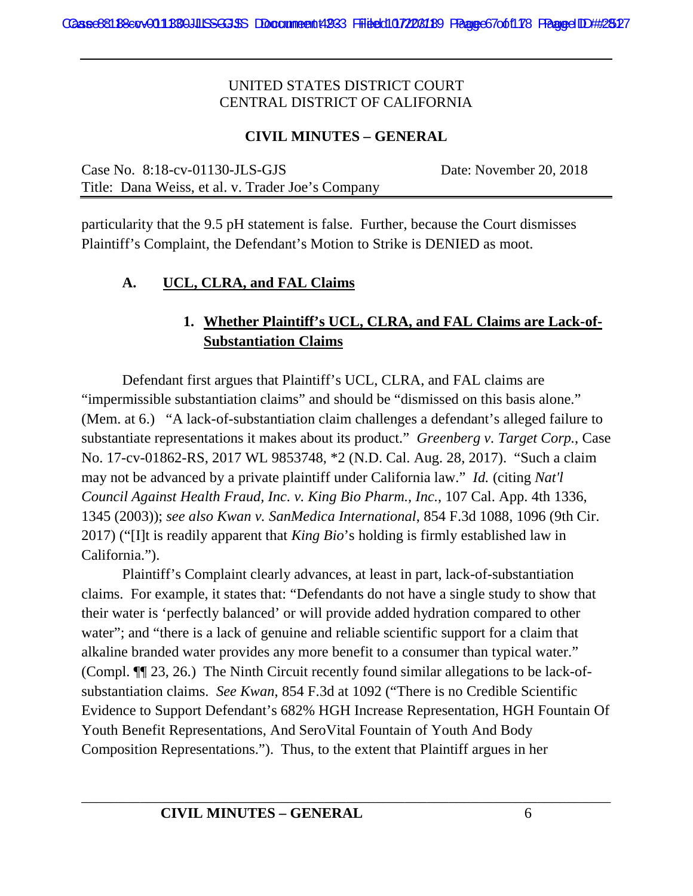UNITED STATES DISTRICT COURT
CENTRAL DISTRICT OF CALIFORNIA

**CIVIL MINUTES – GENERAL**

Case No. 8:18-cv-01130-JLS-GJS    Date: November 20, 2018
Title: Dana Weiss, et al. v. Trader Joe's Company

particularity that the 9.5 pH statement is false. Further, because the Court dismisses Plaintiff's Complaint, the Defendant's Motion to Strike is DENIED as moot.

## A. UCL, CLRA, and FAL Claims

### 1. Whether Plaintiff's UCL, CLRA, and FAL Claims are Lack-of-Substantiation Claims

Defendant first argues that Plaintiff's UCL, CLRA, and FAL claims are "impermissible substantiation claims" and should be "dismissed on this basis alone." (Mem. at 6.) "A lack-of-substantiation claim challenges a defendant's alleged failure to substantiate representations it makes about its product." *Greenberg v. Target Corp.*, Case No. 17-cv-01862-RS, 2017 WL 9853748, *2 (N.D. Cal. Aug. 28, 2017). "Such a claim may not be advanced by a private plaintiff under California law." *Id.* (citing *Nat'l Council Against Health Fraud, Inc. v. King Bio Pharm., Inc.*, 107 Cal. App. 4th 1336, 1345 (2003)); *see also Kwan v. SanMedica International*, 854 F.3d 1088, 1096 (9th Cir. 2017) ("[I]t is readily apparent that *King Bio*'s holding is firmly established law in California.").

Plaintiff's Complaint clearly advances, at least in part, lack-of-substantiation claims. For example, it states that: "Defendants do not have a single study to show that their water is 'perfectly balanced' or will provide added hydration compared to other water"; and "there is a lack of genuine and reliable scientific support for a claim that alkaline branded water provides any more benefit to a consumer than typical water." (Compl. ¶¶ 23, 26.) The Ninth Circuit recently found similar allegations to be lack-of-substantiation claims. *See Kwan*, 854 F.3d at 1092 ("There is no Credible Scientific Evidence to Support Defendant's 682% HGH Increase Representation, HGH Fountain Of Youth Benefit Representations, And SeroVital Fountain of Youth And Body Composition Representations."). Thus, to the extent that Plaintiff argues in her

**CIVIL MINUTES – GENERAL**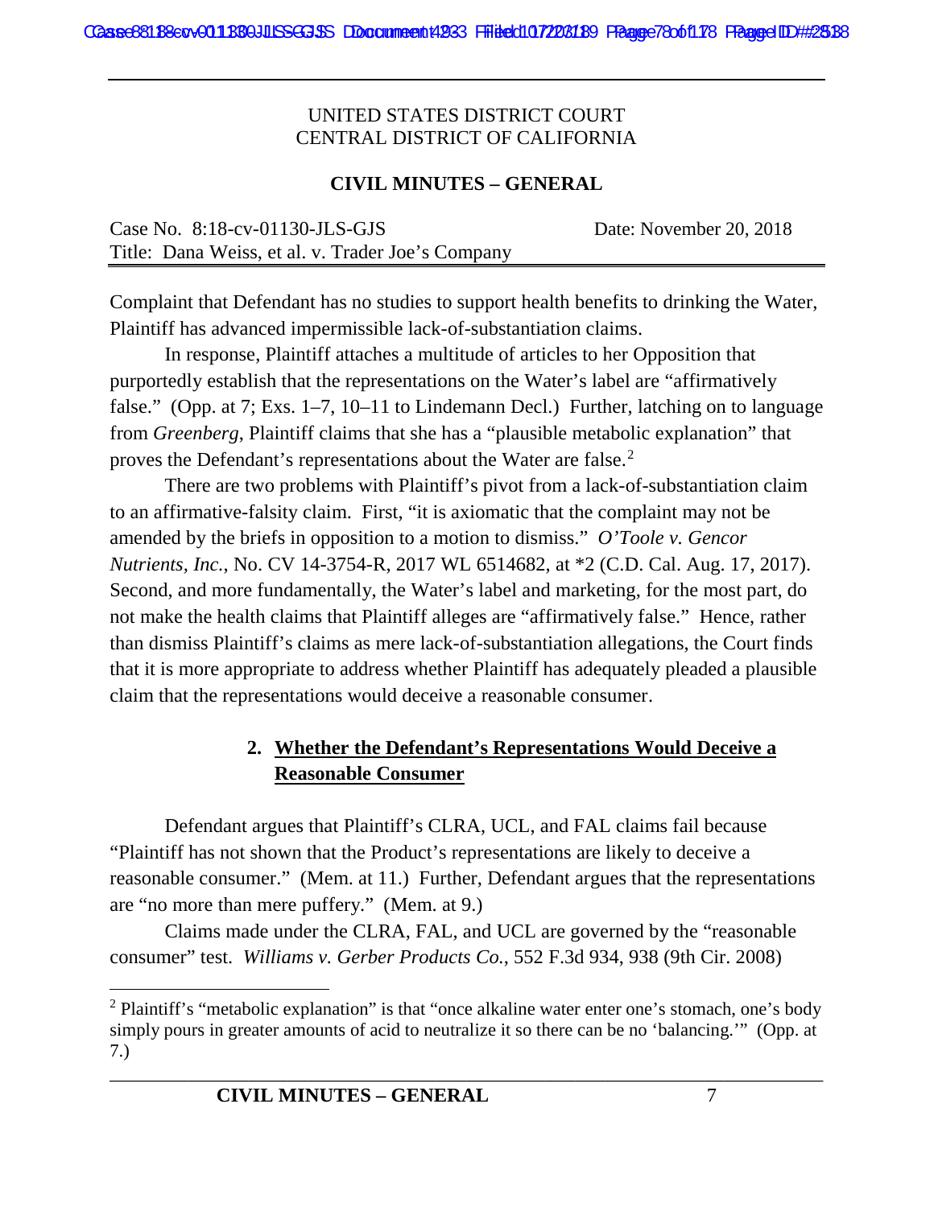UNITED STATES DISTRICT COURT
CENTRAL DISTRICT OF CALIFORNIA

**CIVIL MINUTES – GENERAL**

Case No. 8:18-cv-01130-JLS-GJS Date: November 20, 2018
Title: Dana Weiss, et al. v. Trader Joe's Company

Complaint that Defendant has no studies to support health benefits to drinking the Water, Plaintiff has advanced impermissible lack-of-substantiation claims.

In response, Plaintiff attaches a multitude of articles to her Opposition that purportedly establish that the representations on the Water's label are "affirmatively false." (Opp. at 7; Exs. 1–7, 10–11 to Lindemann Decl.) Further, latching on to language from *Greenberg*, Plaintiff claims that she has a "plausible metabolic explanation" that proves the Defendant's representations about the Water are false.[2]

There are two problems with Plaintiff's pivot from a lack-of-substantiation claim to an affirmative-falsity claim. First, "it is axiomatic that the complaint may not be amended by the briefs in opposition to a motion to dismiss." *O'Toole v. Gencor Nutrients, Inc.*, No. CV 14-3754-R, 2017 WL 6514682, at *2 (C.D. Cal. Aug. 17, 2017). Second, and more fundamentally, the Water's label and marketing, for the most part, do not make the health claims that Plaintiff alleges are "affirmatively false." Hence, rather than dismiss Plaintiff's claims as mere lack-of-substantiation allegations, the Court finds that it is more appropriate to address whether Plaintiff has adequately pleaded a plausible claim that the representations would deceive a reasonable consumer.

**2. Whether the Defendant's Representations Would Deceive a Reasonable Consumer**

Defendant argues that Plaintiff's CLRA, UCL, and FAL claims fail because "Plaintiff has not shown that the Product's representations are likely to deceive a reasonable consumer." (Mem. at 11.) Further, Defendant argues that the representations are "no more than mere puffery." (Mem. at 9.)

Claims made under the CLRA, FAL, and UCL are governed by the "reasonable consumer" test. *Williams v. Gerber Products Co.*, 552 F.3d 934, 938 (9th Cir. 2008)

---

[2] Plaintiff's "metabolic explanation" is that "once alkaline water enter one's stomach, one's body simply pours in greater amounts of acid to neutralize it so there can be no 'balancing.'" (Opp. at 7.)

**CIVIL MINUTES – GENERAL**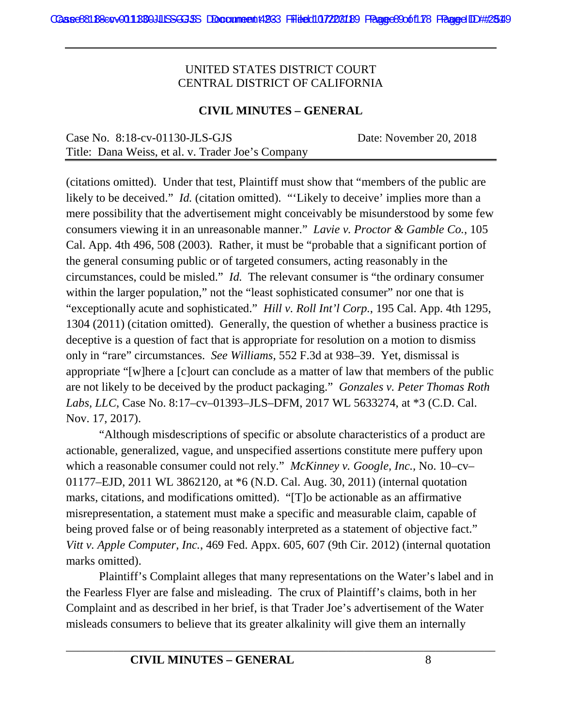(citations omitted). Under that test, Plaintiff must show that "members of the public are likely to be deceived." *Id.* (citation omitted). "'Likely to deceive' implies more than a mere possibility that the advertisement might conceivably be misunderstood by some few consumers viewing it in an unreasonable manner." *Lavie v. Proctor & Gamble Co.*, 105 Cal. App. 4th 496, 508 (2003). Rather, it must be "probable that a significant portion of the general consuming public or of targeted consumers, acting reasonably in the circumstances, could be misled." *Id.* The relevant consumer is "the ordinary consumer within the larger population," not the "least sophisticated consumer" nor one that is "exceptionally acute and sophisticated." *Hill v. Roll Int'l Corp.*, 195 Cal. App. 4th 1295, 1304 (2011) (citation omitted). Generally, the question of whether a business practice is deceptive is a question of fact that is appropriate for resolution on a motion to dismiss only in "rare" circumstances. *See Williams*, 552 F.3d at 938–39. Yet, dismissal is appropriate "[w]here a [c]ourt can conclude as a matter of law that members of the public are not likely to be deceived by the product packaging." *Gonzales v. Peter Thomas Roth Labs, LLC*, Case No. 8:17–cv–01393–JLS–DFM, 2017 WL 5633274, at *3 (C.D. Cal. Nov. 17, 2017).

"Although misdescriptions of specific or absolute characteristics of a product are actionable, generalized, vague, and unspecified assertions constitute mere puffery upon which a reasonable consumer could not rely." *McKinney v. Google, Inc.*, No. 10–cv–01177–EJD, 2011 WL 3862120, at *6 (N.D. Cal. Aug. 30, 2011) (internal quotation marks, citations, and modifications omitted). "[T]o be actionable as an affirmative misrepresentation, a statement must make a specific and measurable claim, capable of being proved false or of being reasonably interpreted as a statement of objective fact." *Vitt v. Apple Computer, Inc.*, 469 Fed. Appx. 605, 607 (9th Cir. 2012) (internal quotation marks omitted).

Plaintiff's Complaint alleges that many representations on the Water's label and in the Fearless Flyer are false and misleading. The crux of Plaintiff's claims, both in her Complaint and as described in her brief, is that Trader Joe's advertisement of the Water misleads consumers to believe that its greater alkalinity will give them an internally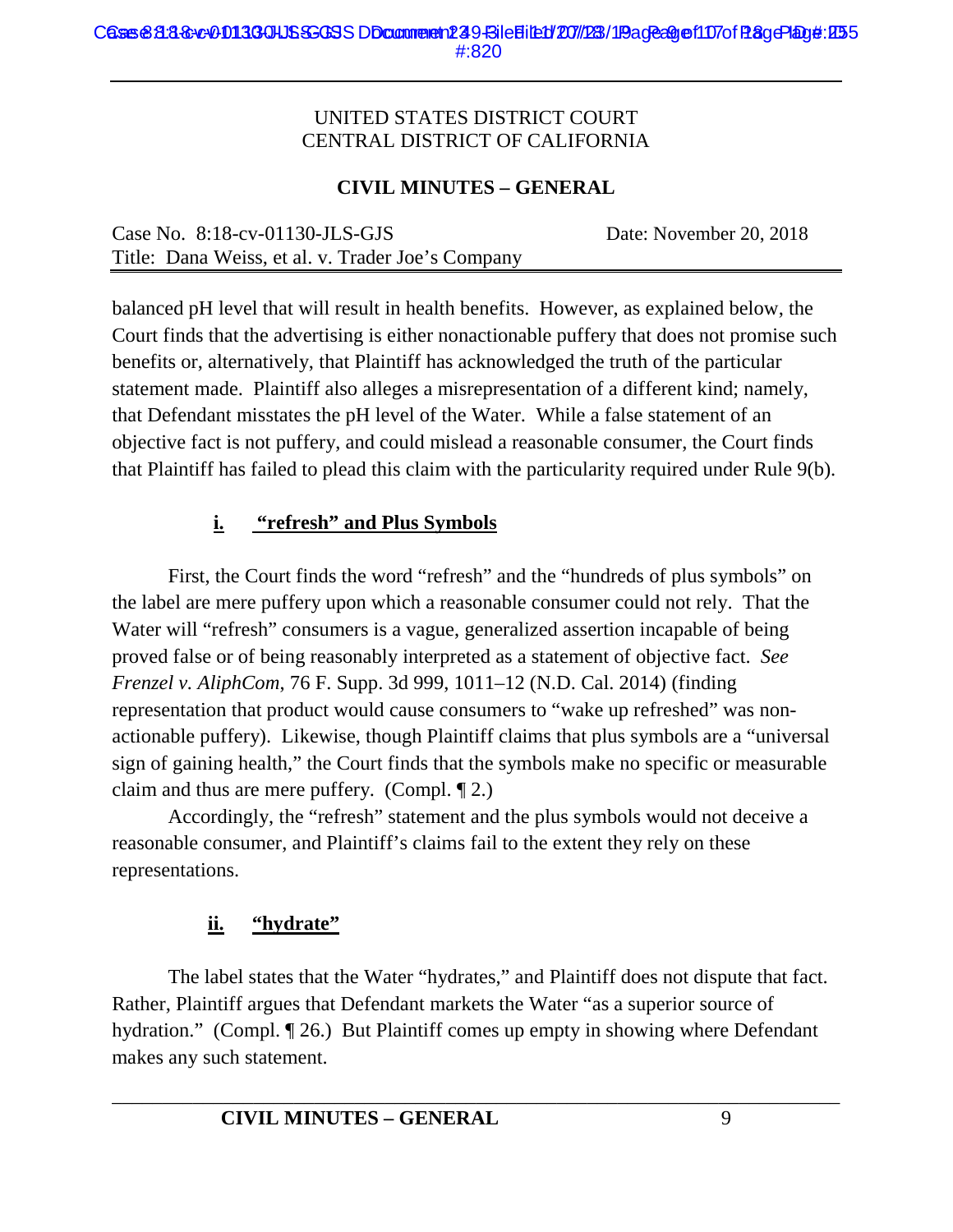UNITED STATES DISTRICT COURT
CENTRAL DISTRICT OF CALIFORNIA

**CIVIL MINUTES – GENERAL**

Case No. 8:18-cv-01130-JLS-GJS Date: November 20, 2018
Title: Dana Weiss, et al. v. Trader Joe's Company

balanced pH level that will result in health benefits. However, as explained below, the Court finds that the advertising is either nonactionable puffery that does not promise such benefits or, alternatively, that Plaintiff has acknowledged the truth of the particular statement made. Plaintiff also alleges a misrepresentation of a different kind; namely, that Defendant misstates the pH level of the Water. While a false statement of an objective fact is not puffery, and could mislead a reasonable consumer, the Court finds that Plaintiff has failed to plead this claim with the particularity required under Rule 9(b).

### i. "refresh" and Plus Symbols

First, the Court finds the word "refresh" and the "hundreds of plus symbols" on the label are mere puffery upon which a reasonable consumer could not rely. That the Water will "refresh" consumers is a vague, generalized assertion incapable of being proved false or of being reasonably interpreted as a statement of objective fact. *See Frenzel v. AliphCom*, 76 F. Supp. 3d 999, 1011–12 (N.D. Cal. 2014) (finding representation that product would cause consumers to "wake up refreshed" was non-actionable puffery). Likewise, though Plaintiff claims that plus symbols are a "universal sign of gaining health," the Court finds that the symbols make no specific or measurable claim and thus are mere puffery. (Compl. ¶ 2.)

Accordingly, the "refresh" statement and the plus symbols would not deceive a reasonable consumer, and Plaintiff's claims fail to the extent they rely on these representations.

### ii. "hydrate"

The label states that the Water "hydrates," and Plaintiff does not dispute that fact. Rather, Plaintiff argues that Defendant markets the Water "as a superior source of hydration." (Compl. ¶ 26.) But Plaintiff comes up empty in showing where Defendant makes any such statement.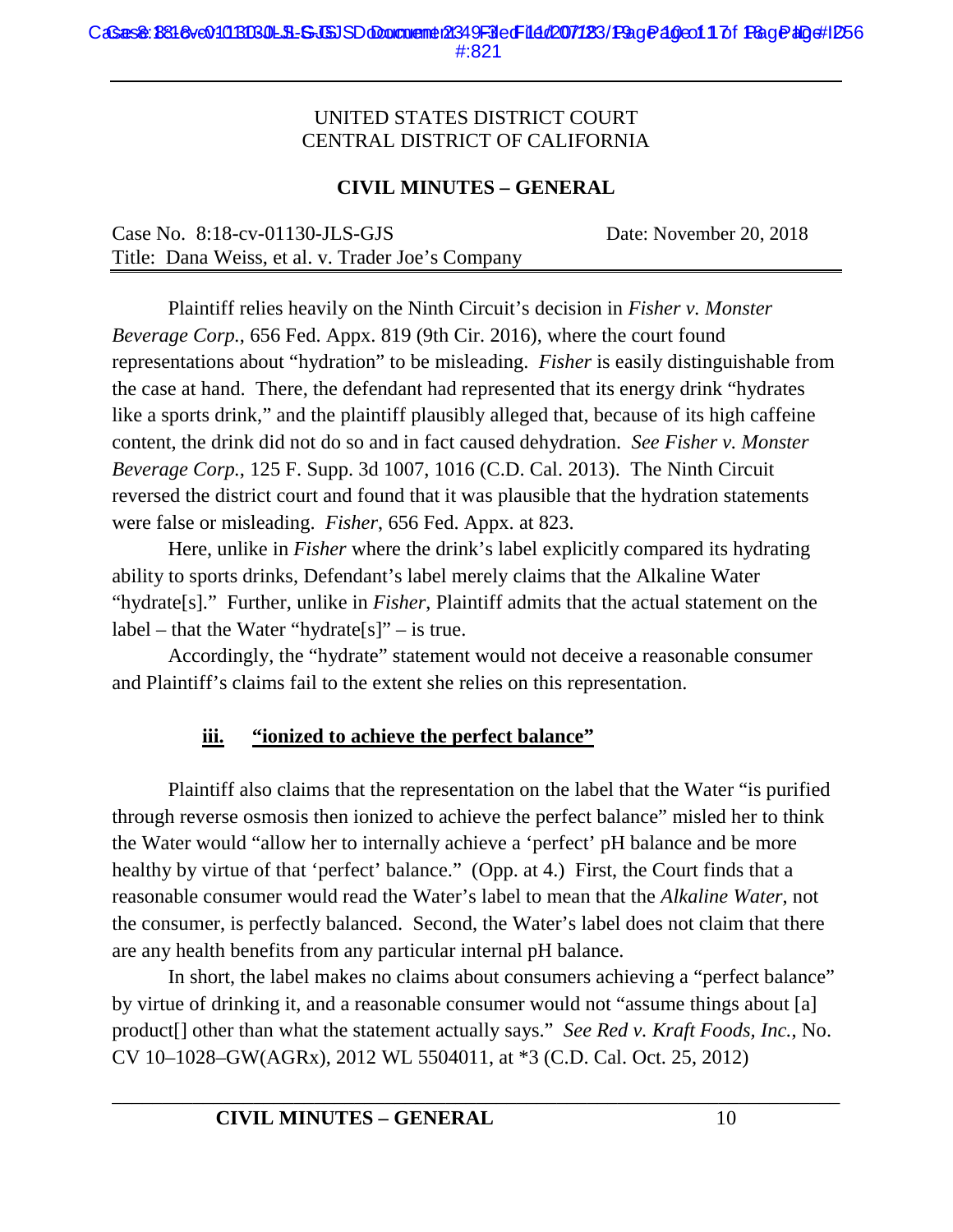UNITED STATES DISTRICT COURT
CENTRAL DISTRICT OF CALIFORNIA

**CIVIL MINUTES – GENERAL**

Case No. 8:18-cv-01130-JLS-GJS Date: November 20, 2018
Title: Dana Weiss, et al. v. Trader Joe's Company

Plaintiff relies heavily on the Ninth Circuit's decision in *Fisher v. Monster Beverage Corp.*, 656 Fed. Appx. 819 (9th Cir. 2016), where the court found representations about "hydration" to be misleading. *Fisher* is easily distinguishable from the case at hand. There, the defendant had represented that its energy drink "hydrates like a sports drink," and the plaintiff plausibly alleged that, because of its high caffeine content, the drink did not do so and in fact caused dehydration. *See Fisher v. Monster Beverage Corp.*, 125 F. Supp. 3d 1007, 1016 (C.D. Cal. 2013). The Ninth Circuit reversed the district court and found that it was plausible that the hydration statements were false or misleading. *Fisher*, 656 Fed. Appx. at 823.

Here, unlike in *Fisher* where the drink's label explicitly compared its hydrating ability to sports drinks, Defendant's label merely claims that the Alkaline Water "hydrate[s]." Further, unlike in *Fisher*, Plaintiff admits that the actual statement on the label – that the Water "hydrate[s]" – is true.

Accordingly, the "hydrate" statement would not deceive a reasonable consumer and Plaintiff's claims fail to the extent she relies on this representation.

**iii. "ionized to achieve the perfect balance"**

Plaintiff also claims that the representation on the label that the Water "is purified through reverse osmosis then ionized to achieve the perfect balance" misled her to think the Water would "allow her to internally achieve a 'perfect' pH balance and be more healthy by virtue of that 'perfect' balance." (Opp. at 4.) First, the Court finds that a reasonable consumer would read the Water's label to mean that the *Alkaline Water*, not the consumer, is perfectly balanced. Second, the Water's label does not claim that there are any health benefits from any particular internal pH balance.

In short, the label makes no claims about consumers achieving a "perfect balance" by virtue of drinking it, and a reasonable consumer would not "assume things about [a] product[] other than what the statement actually says." *See Red v. Kraft Foods, Inc.*, No. CV 10–1028–GW(AGRx), 2012 WL 5504011, at *3 (C.D. Cal. Oct. 25, 2012)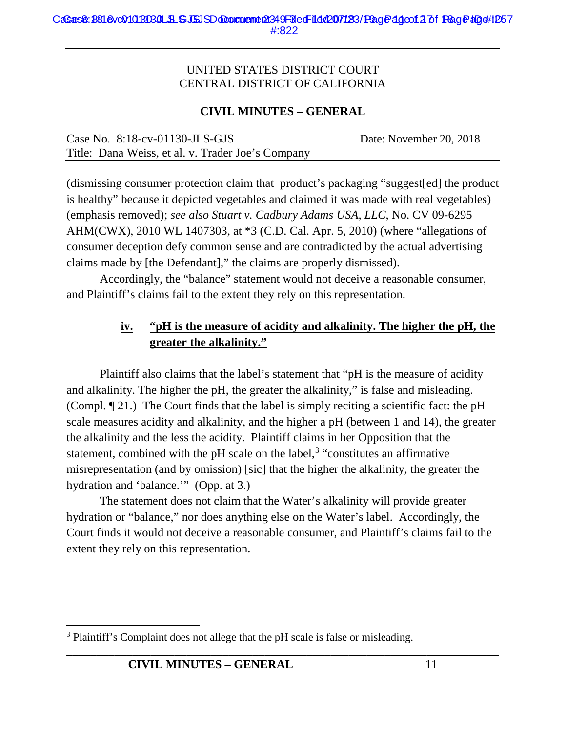(dismissing consumer protection claim that product's packaging "suggest[ed] the product is healthy" because it depicted vegetables and claimed it was made with real vegetables) (emphasis removed); *see also Stuart v. Cadbury Adams USA, LLC*, No. CV 09-6295 AHM(CWX), 2010 WL 1407303, at *3 (C.D. Cal. Apr. 5, 2010) (where "allegations of consumer deception defy common sense and are contradicted by the actual advertising claims made by [the Defendant]," the claims are properly dismissed).

Accordingly, the "balance" statement would not deceive a reasonable consumer, and Plaintiff's claims fail to the extent they rely on this representation.

### iv. "pH is the measure of acidity and alkalinity. The higher the pH, the greater the alkalinity."

Plaintiff also claims that the label's statement that "pH is the measure of acidity and alkalinity. The higher the pH, the greater the alkalinity," is false and misleading. (Compl. ¶ 21.) The Court finds that the label is simply reciting a scientific fact: the pH scale measures acidity and alkalinity, and the higher a pH (between 1 and 14), the greater the alkalinity and the less the acidity. Plaintiff claims in her Opposition that the statement, combined with the pH scale on the label,[3] "constitutes an affirmative misrepresentation (and by omission) [sic] that the higher the alkalinity, the greater the hydration and 'balance.'" (Opp. at 3.)

The statement does not claim that the Water's alkalinity will provide greater hydration or "balance," nor does anything else on the Water's label. Accordingly, the Court finds it would not deceive a reasonable consumer, and Plaintiff's claims fail to the extent they rely on this representation.

---

[3] Plaintiff's Complaint does not allege that the pH scale is false or misleading.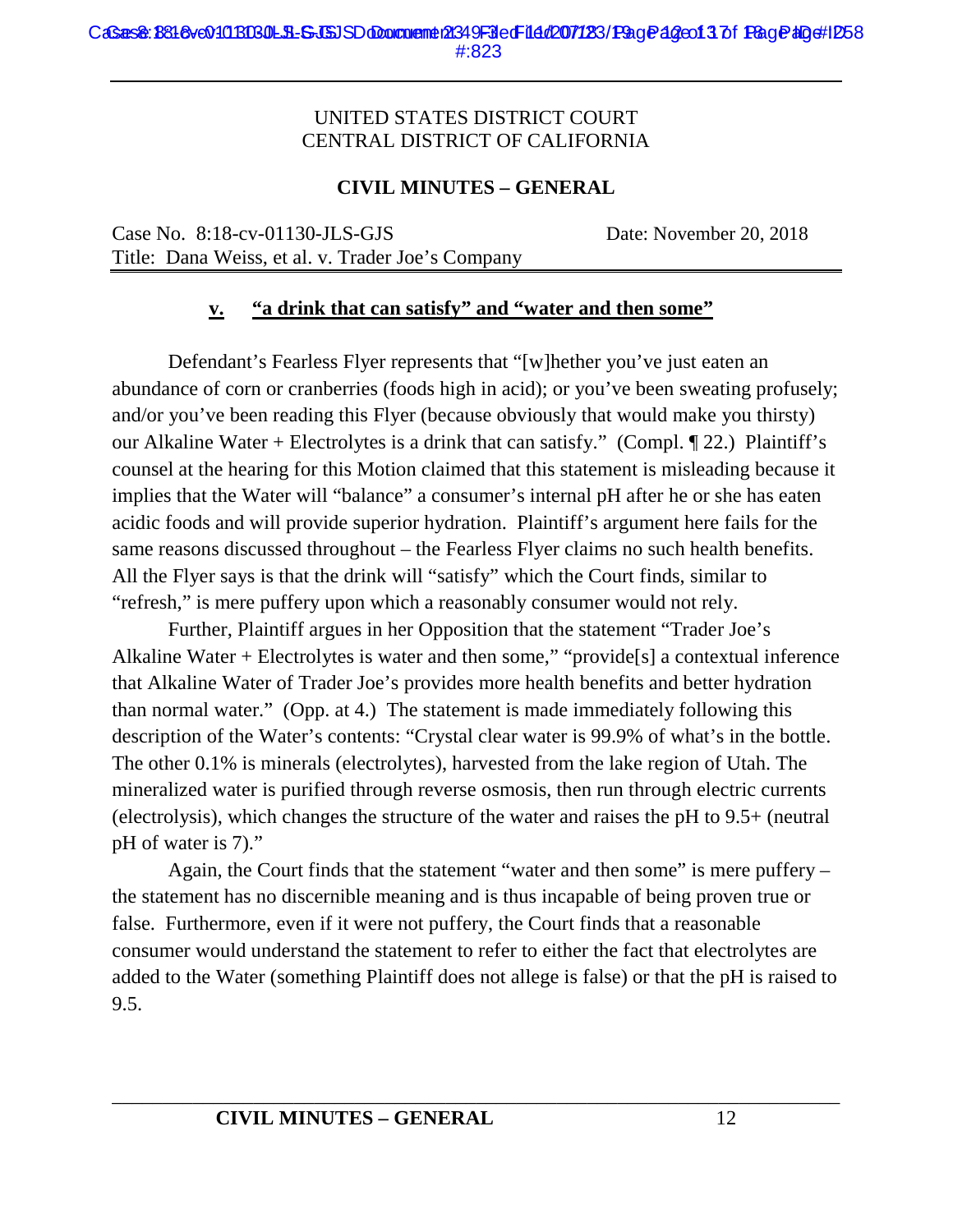UNITED STATES DISTRICT COURT
CENTRAL DISTRICT OF CALIFORNIA

**CIVIL MINUTES – GENERAL**

Case No. 8:18-cv-01130-JLS-GJS    Date: November 20, 2018
Title: Dana Weiss, et al. v. Trader Joe's Company

### v. "a drink that can satisfy" and "water and then some"

Defendant's Fearless Flyer represents that "[w]hether you've just eaten an abundance of corn or cranberries (foods high in acid); or you've been sweating profusely; and/or you've been reading this Flyer (because obviously that would make you thirsty) our Alkaline Water + Electrolytes is a drink that can satisfy." (Compl. ¶ 22.) Plaintiff's counsel at the hearing for this Motion claimed that this statement is misleading because it implies that the Water will "balance" a consumer's internal pH after he or she has eaten acidic foods and will provide superior hydration. Plaintiff's argument here fails for the same reasons discussed throughout – the Fearless Flyer claims no such health benefits. All the Flyer says is that the drink will "satisfy" which the Court finds, similar to "refresh," is mere puffery upon which a reasonably consumer would not rely.

Further, Plaintiff argues in her Opposition that the statement "Trader Joe's Alkaline Water + Electrolytes is water and then some," "provide[s] a contextual inference that Alkaline Water of Trader Joe's provides more health benefits and better hydration than normal water." (Opp. at 4.) The statement is made immediately following this description of the Water's contents: "Crystal clear water is 99.9% of what's in the bottle. The other 0.1% is minerals (electrolytes), harvested from the lake region of Utah. The mineralized water is purified through reverse osmosis, then run through electric currents (electrolysis), which changes the structure of the water and raises the pH to 9.5+ (neutral pH of water is 7)."

Again, the Court finds that the statement "water and then some" is mere puffery – the statement has no discernible meaning and is thus incapable of being proven true or false. Furthermore, even if it were not puffery, the Court finds that a reasonable consumer would understand the statement to refer to either the fact that electrolytes are added to the Water (something Plaintiff does not allege is false) or that the pH is raised to 9.5.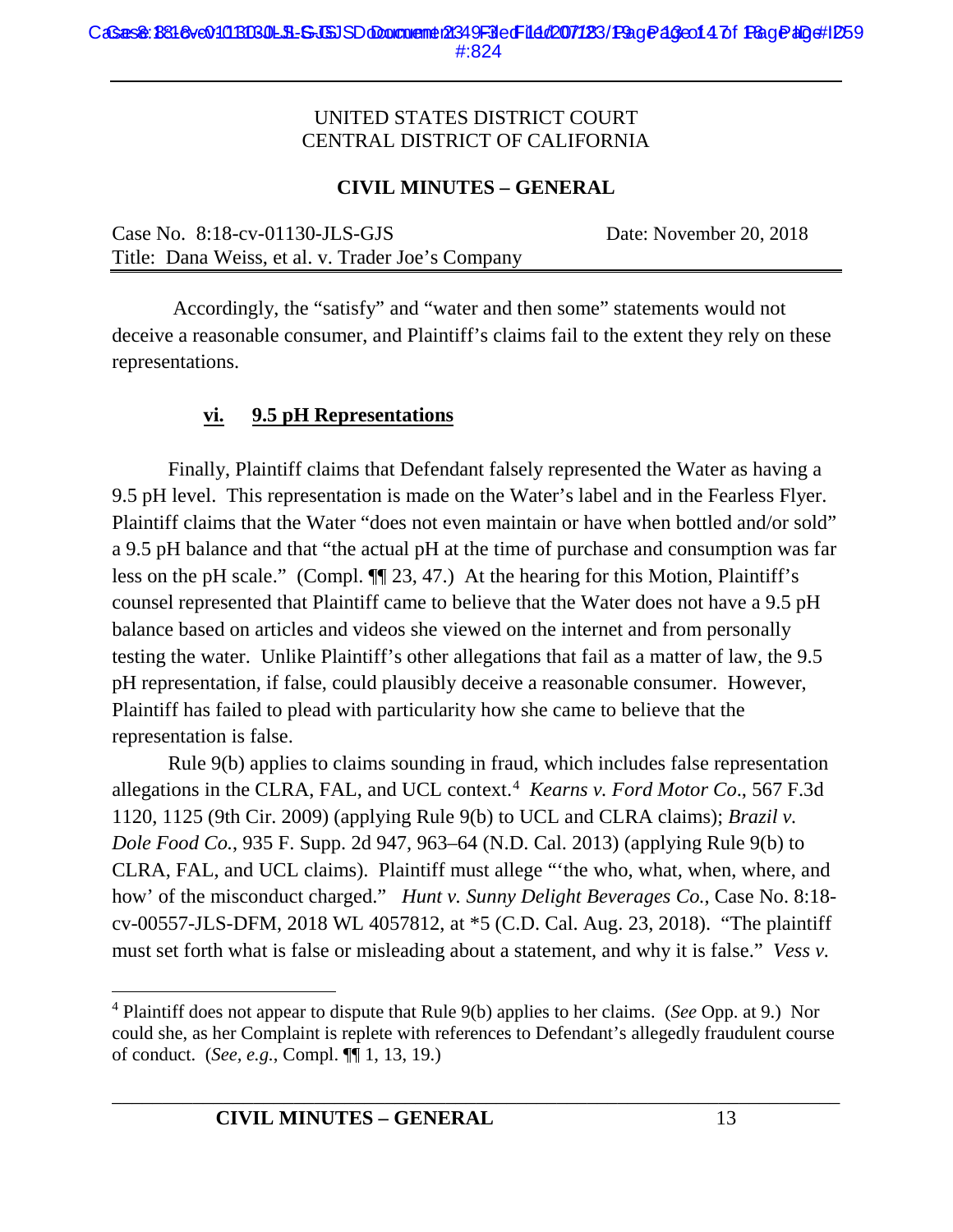UNITED STATES DISTRICT COURT
CENTRAL DISTRICT OF CALIFORNIA

**CIVIL MINUTES – GENERAL**

Case No. 8:18-cv-01130-JLS-GJS Date: November 20, 2018
Title: Dana Weiss, et al. v. Trader Joe's Company

Accordingly, the "satisfy" and "water and then some" statements would not deceive a reasonable consumer, and Plaintiff's claims fail to the extent they rely on these representations.

### vi. 9.5 pH Representations

Finally, Plaintiff claims that Defendant falsely represented the Water as having a 9.5 pH level. This representation is made on the Water's label and in the Fearless Flyer. Plaintiff claims that the Water "does not even maintain or have when bottled and/or sold" a 9.5 pH balance and that "the actual pH at the time of purchase and consumption was far less on the pH scale." (Compl. ¶¶ 23, 47.) At the hearing for this Motion, Plaintiff's counsel represented that Plaintiff came to believe that the Water does not have a 9.5 pH balance based on articles and videos she viewed on the internet and from personally testing the water. Unlike Plaintiff's other allegations that fail as a matter of law, the 9.5 pH representation, if false, could plausibly deceive a reasonable consumer. However, Plaintiff has failed to plead with particularity how she came to believe that the representation is false.

Rule 9(b) applies to claims sounding in fraud, which includes false representation allegations in the CLRA, FAL, and UCL context.[4] *Kearns v. Ford Motor Co*., 567 F.3d 1120, 1125 (9th Cir. 2009) (applying Rule 9(b) to UCL and CLRA claims); *Brazil v. Dole Food Co.*, 935 F. Supp. 2d 947, 963–64 (N.D. Cal. 2013) (applying Rule 9(b) to CLRA, FAL, and UCL claims). Plaintiff must allege "'the who, what, when, where, and how' of the misconduct charged." *Hunt v. Sunny Delight Beverages Co.*, Case No. 8:18-cv-00557-JLS-DFM, 2018 WL 4057812, at *5 (C.D. Cal. Aug. 23, 2018). "The plaintiff must set forth what is false or misleading about a statement, and why it is false." *Vess v.*

[4] Plaintiff does not appear to dispute that Rule 9(b) applies to her claims. (*See* Opp. at 9.) Nor could she, as her Complaint is replete with references to Defendant's allegedly fraudulent course of conduct. (*See, e.g.*, Compl. ¶¶ 1, 13, 19.)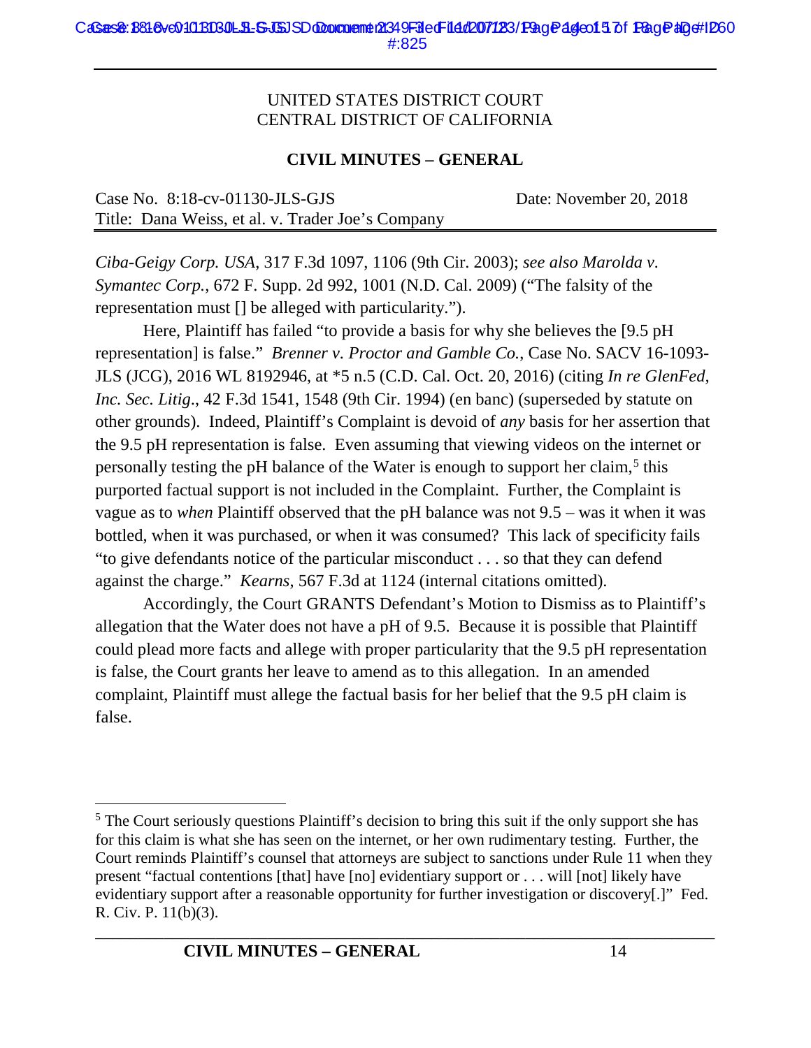UNITED STATES DISTRICT COURT
CENTRAL DISTRICT OF CALIFORNIA

**CIVIL MINUTES – GENERAL**

Case No. 8:18-cv-01130-JLS-GJS Date: November 20, 2018
Title: Dana Weiss, et al. v. Trader Joe's Company

*Ciba-Geigy Corp. USA*, 317 F.3d 1097, 1106 (9th Cir. 2003); *see also Marolda v. Symantec Corp.*, 672 F. Supp. 2d 992, 1001 (N.D. Cal. 2009) ("The falsity of the representation must [] be alleged with particularity.").

Here, Plaintiff has failed "to provide a basis for why she believes the [9.5 pH representation] is false." *Brenner v. Proctor and Gamble Co.*, Case No. SACV 16-1093-JLS (JCG), 2016 WL 8192946, at *5 n.5 (C.D. Cal. Oct. 20, 2016) (citing *In re GlenFed, Inc. Sec. Litig*., 42 F.3d 1541, 1548 (9th Cir. 1994) (en banc) (superseded by statute on other grounds). Indeed, Plaintiff's Complaint is devoid of *any* basis for her assertion that the 9.5 pH representation is false. Even assuming that viewing videos on the internet or personally testing the pH balance of the Water is enough to support her claim,[5] this purported factual support is not included in the Complaint. Further, the Complaint is vague as to *when* Plaintiff observed that the pH balance was not 9.5 – was it when it was bottled, when it was purchased, or when it was consumed? This lack of specificity fails "to give defendants notice of the particular misconduct . . . so that they can defend against the charge." *Kearns*, 567 F.3d at 1124 (internal citations omitted).

Accordingly, the Court GRANTS Defendant's Motion to Dismiss as to Plaintiff's allegation that the Water does not have a pH of 9.5. Because it is possible that Plaintiff could plead more facts and allege with proper particularity that the 9.5 pH representation is false, the Court grants her leave to amend as to this allegation. In an amended complaint, Plaintiff must allege the factual basis for her belief that the 9.5 pH claim is false.

---

[5] The Court seriously questions Plaintiff's decision to bring this suit if the only support she has for this claim is what she has seen on the internet, or her own rudimentary testing. Further, the Court reminds Plaintiff's counsel that attorneys are subject to sanctions under Rule 11 when they present "factual contentions [that] have [no] evidentiary support or . . . will [not] likely have evidentiary support after a reasonable opportunity for further investigation or discovery[.]" Fed. R. Civ. P. 11(b)(3).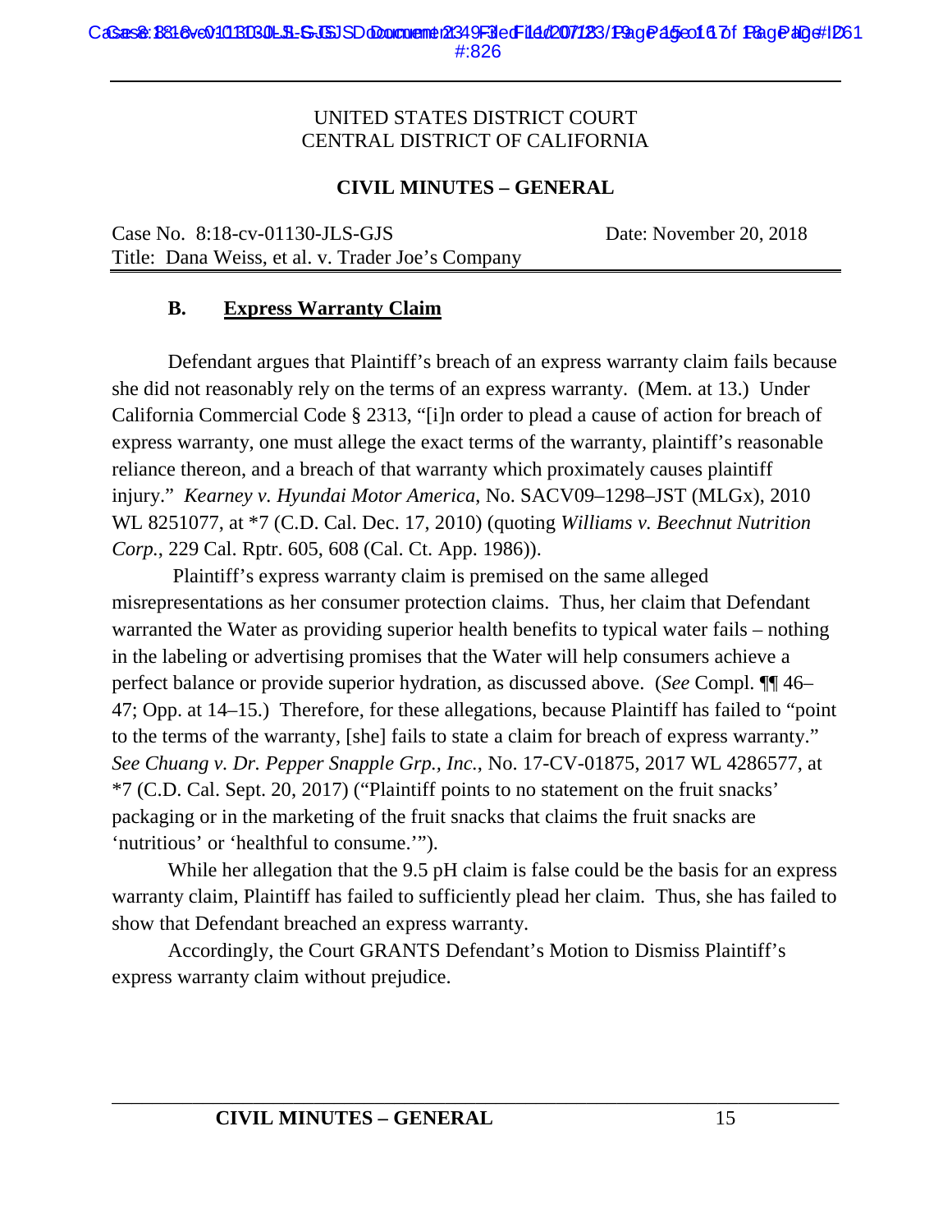UNITED STATES DISTRICT COURT
CENTRAL DISTRICT OF CALIFORNIA

**CIVIL MINUTES – GENERAL**

Case No. 8:18-cv-01130-JLS-GJS Date: November 20, 2018
Title: Dana Weiss, et al. v. Trader Joe's Company

### B. Express Warranty Claim

Defendant argues that Plaintiff's breach of an express warranty claim fails because she did not reasonably rely on the terms of an express warranty. (Mem. at 13.) Under California Commercial Code § 2313, "[i]n order to plead a cause of action for breach of express warranty, one must allege the exact terms of the warranty, plaintiff's reasonable reliance thereon, and a breach of that warranty which proximately causes plaintiff injury." *Kearney v. Hyundai Motor America*, No. SACV09–1298–JST (MLGx), 2010 WL 8251077, at *7 (C.D. Cal. Dec. 17, 2010) (quoting *Williams v. Beechnut Nutrition Corp.*, 229 Cal. Rptr. 605, 608 (Cal. Ct. App. 1986)).

Plaintiff's express warranty claim is premised on the same alleged misrepresentations as her consumer protection claims. Thus, her claim that Defendant warranted the Water as providing superior health benefits to typical water fails – nothing in the labeling or advertising promises that the Water will help consumers achieve a perfect balance or provide superior hydration, as discussed above. (*See* Compl. ¶¶ 46–47; Opp. at 14–15.) Therefore, for these allegations, because Plaintiff has failed to "point to the terms of the warranty, [she] fails to state a claim for breach of express warranty." *See Chuang v. Dr. Pepper Snapple Grp., Inc.*, No. 17-CV-01875, 2017 WL 4286577, at *7 (C.D. Cal. Sept. 20, 2017) ("Plaintiff points to no statement on the fruit snacks' packaging or in the marketing of the fruit snacks that claims the fruit snacks are 'nutritious' or 'healthful to consume.'").

While her allegation that the 9.5 pH claim is false could be the basis for an express warranty claim, Plaintiff has failed to sufficiently plead her claim. Thus, she has failed to show that Defendant breached an express warranty.

Accordingly, the Court GRANTS Defendant's Motion to Dismiss Plaintiff's express warranty claim without prejudice.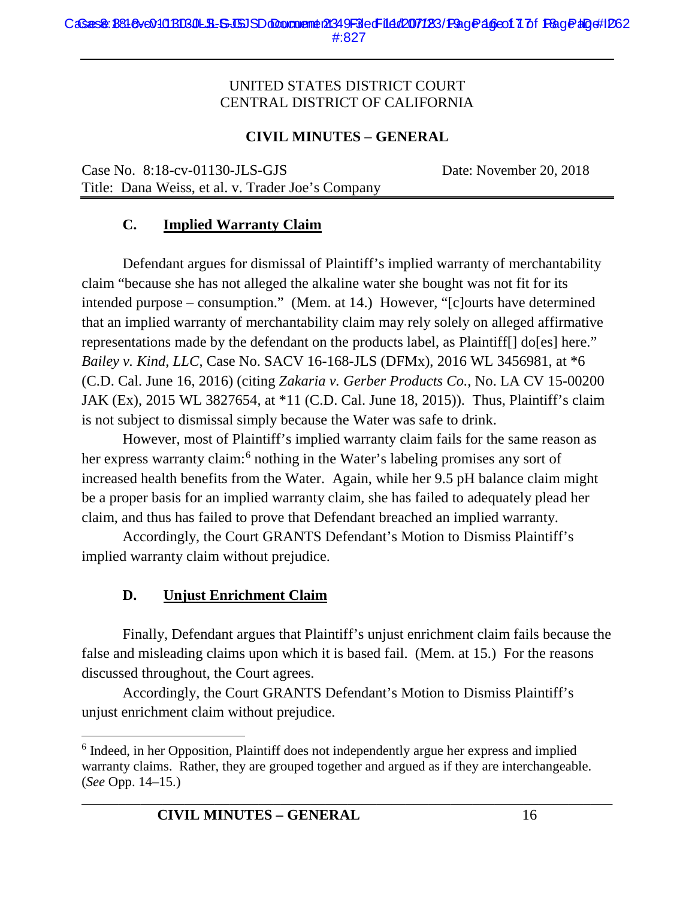UNITED STATES DISTRICT COURT
CENTRAL DISTRICT OF CALIFORNIA

**CIVIL MINUTES – GENERAL**

Case No. 8:18-cv-01130-JLS-GJS Date: November 20, 2018
Title: Dana Weiss, et al. v. Trader Joe's Company

### C. Implied Warranty Claim

Defendant argues for dismissal of Plaintiff's implied warranty of merchantability claim "because she has not alleged the alkaline water she bought was not fit for its intended purpose – consumption." (Mem. at 14.) However, "[c]ourts have determined that an implied warranty of merchantability claim may rely solely on alleged affirmative representations made by the defendant on the products label, as Plaintiff[] do[es] here." *Bailey v. Kind, LLC*, Case No. SACV 16-168-JLS (DFMx), 2016 WL 3456981, at *6 (C.D. Cal. June 16, 2016) (citing *Zakaria v. Gerber Products Co.*, No. LA CV 15-00200 JAK (Ex), 2015 WL 3827654, at *11 (C.D. Cal. June 18, 2015)). Thus, Plaintiff's claim is not subject to dismissal simply because the Water was safe to drink.

However, most of Plaintiff's implied warranty claim fails for the same reason as her express warranty claim:[6] nothing in the Water's labeling promises any sort of increased health benefits from the Water. Again, while her 9.5 pH balance claim might be a proper basis for an implied warranty claim, she has failed to adequately plead her claim, and thus has failed to prove that Defendant breached an implied warranty.

Accordingly, the Court GRANTS Defendant's Motion to Dismiss Plaintiff's implied warranty claim without prejudice.

### D. Unjust Enrichment Claim

Finally, Defendant argues that Plaintiff's unjust enrichment claim fails because the false and misleading claims upon which it is based fail. (Mem. at 15.) For the reasons discussed throughout, the Court agrees.

Accordingly, the Court GRANTS Defendant's Motion to Dismiss Plaintiff's unjust enrichment claim without prejudice.

---

[6] Indeed, in her Opposition, Plaintiff does not independently argue her express and implied warranty claims. Rather, they are grouped together and argued as if they are interchangeable. (*See* Opp. 14–15.)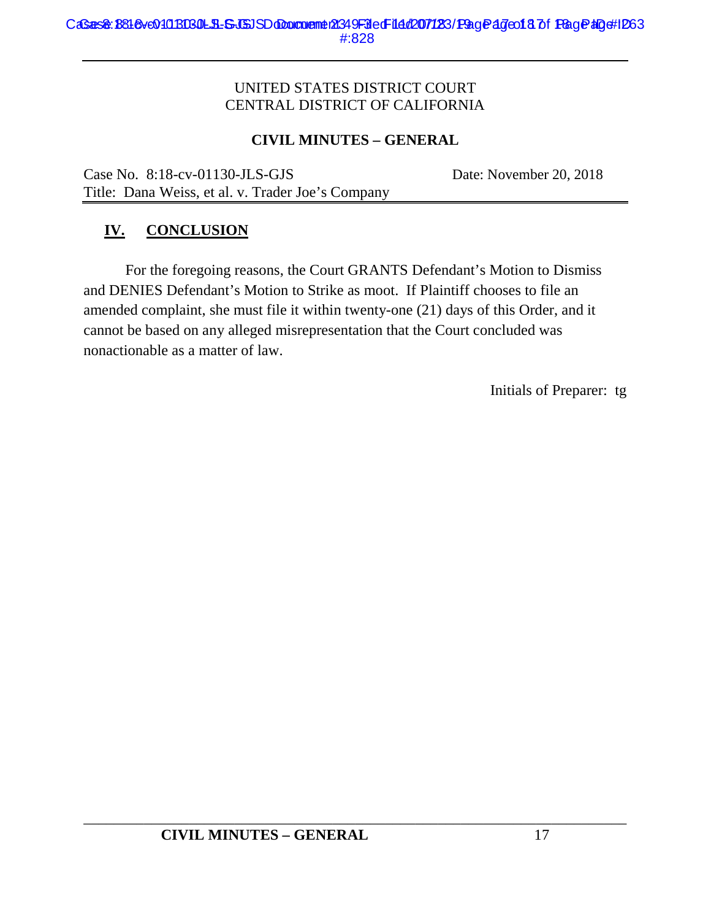UNITED STATES DISTRICT COURT
CENTRAL DISTRICT OF CALIFORNIA

**CIVIL MINUTES – GENERAL**

Case No. 8:18-cv-01130-JLS-GJS Date: November 20, 2018
Title: Dana Weiss, et al. v. Trader Joe's Company

## IV. CONCLUSION

For the foregoing reasons, the Court GRANTS Defendant's Motion to Dismiss and DENIES Defendant's Motion to Strike as moot. If Plaintiff chooses to file an amended complaint, she must file it within twenty-one (21) days of this Order, and it cannot be based on any alleged misrepresentation that the Court concluded was nonactionable as a matter of law.

Initials of Preparer: tg